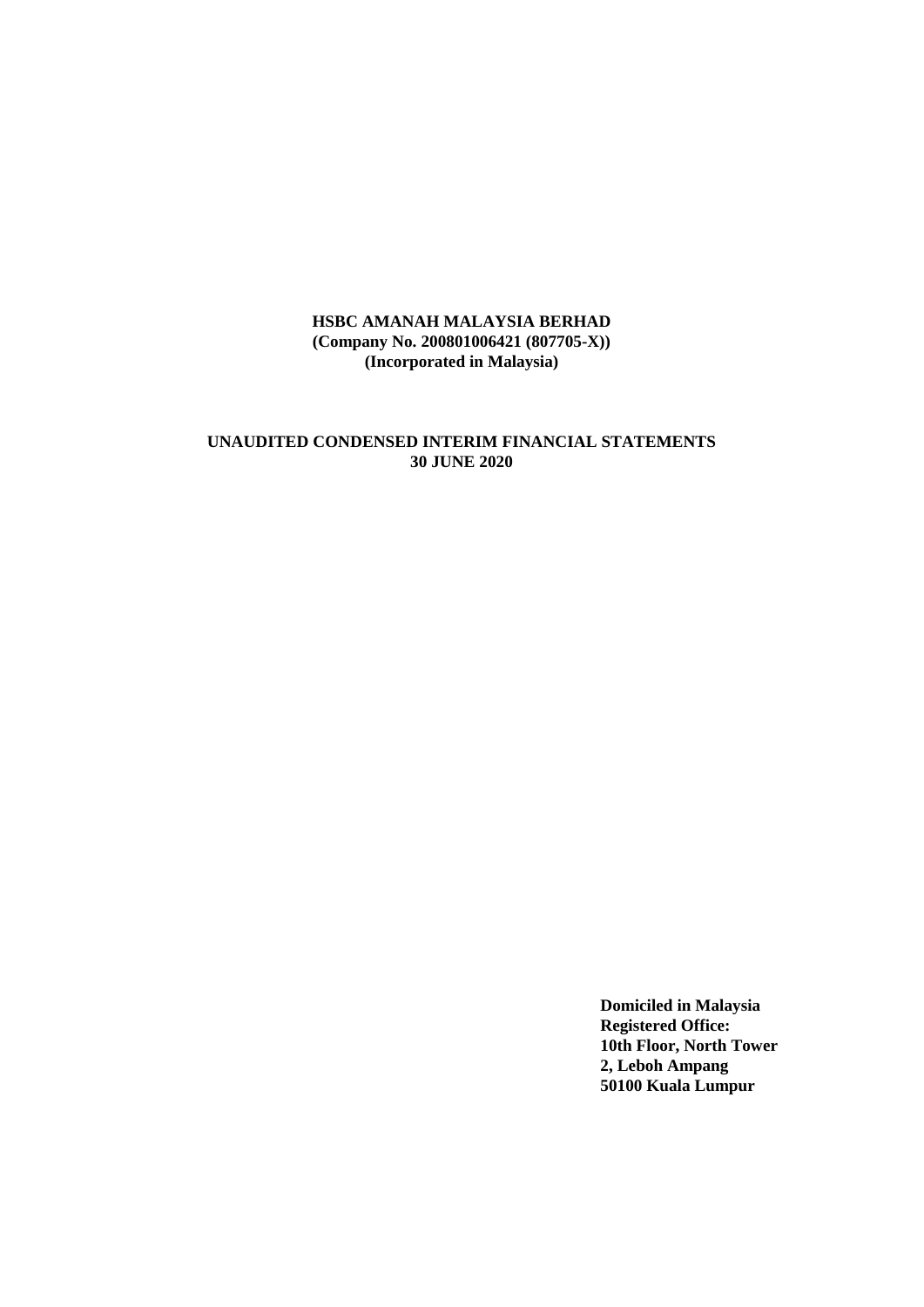**HSBC AMANAH MALAYSIA BERHAD**
**(Company No. 200801006421 (807705-X))**
**(Incorporated in Malaysia)**

# UNAUDITED CONDENSED INTERIM FINANCIAL STATEMENTS 30 JUNE 2020

**Domiciled in Malaysia**
**Registered Office:**
**10th Floor, North Tower**
**2, Leboh Ampang**
**50100 Kuala Lumpur**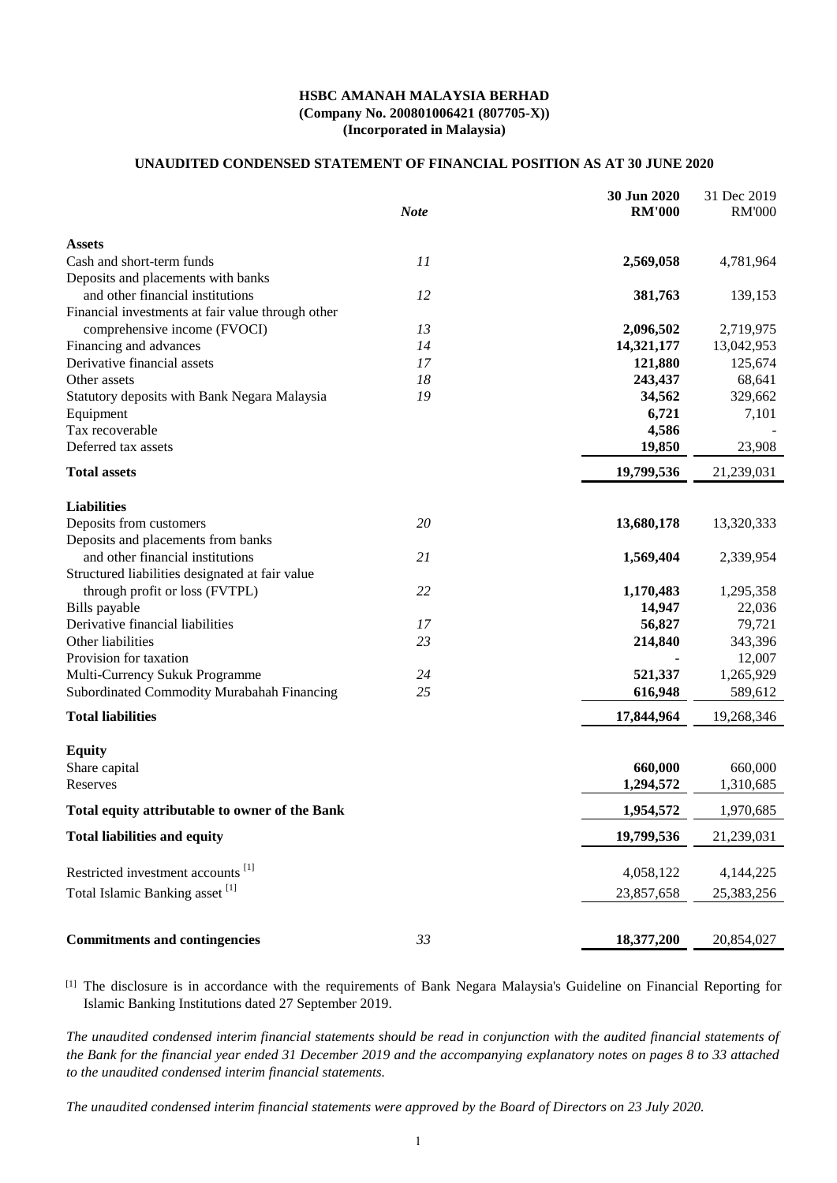**HSBC AMANAH MALAYSIA BERHAD**
**(Company No. 200801006421 (807705-X))**
**(Incorporated in Malaysia)**

**UNAUDITED CONDENSED STATEMENT OF FINANCIAL POSITION AS AT 30 JUNE 2020**

| | *Note* | **30 Jun 2020 RM'000** | 31 Dec 2019 RM'000 |
|---|---|---|---|
| **Assets** | | | |
| Cash and short-term funds | *11* | **2,569,058** | 4,781,964 |
| Deposits and placements with banks and other financial institutions | *12* | **381,763** | 139,153 |
| Financial investments at fair value through other comprehensive income (FVOCI) | *13* | **2,096,502** | 2,719,975 |
| Financing and advances | *14* | **14,321,177** | 13,042,953 |
| Derivative financial assets | *17* | **121,880** | 125,674 |
| Other assets | *18* | **243,437** | 68,641 |
| Statutory deposits with Bank Negara Malaysia | *19* | **34,562** | 329,662 |
| Equipment | | **6,721** | 7,101 |
| Tax recoverable | | **4,586** | - |
| Deferred tax assets | | **19,850** | 23,908 |
| **Total assets** | | **19,799,536** | 21,239,031 |
| **Liabilities** | | | |
| Deposits from customers | *20* | **13,680,178** | 13,320,333 |
| Deposits and placements from banks and other financial institutions | *21* | **1,569,404** | 2,339,954 |
| Structured liabilities designated at fair value through profit or loss (FVTPL) | *22* | **1,170,483** | 1,295,358 |
| Bills payable | | **14,947** | 22,036 |
| Derivative financial liabilities | *17* | **56,827** | 79,721 |
| Other liabilities | *23* | **214,840** | 343,396 |
| Provision for taxation | | **-** | 12,007 |
| Multi-Currency Sukuk Programme | *24* | **521,337** | 1,265,929 |
| Subordinated Commodity Murabahah Financing | *25* | **616,948** | 589,612 |
| **Total liabilities** | | **17,844,964** | 19,268,346 |
| **Equity** | | | |
| Share capital | | **660,000** | 660,000 |
| Reserves | | **1,294,572** | 1,310,685 |
| **Total equity attributable to owner of the Bank** | | **1,954,572** | 1,970,685 |
| **Total liabilities and equity** | | **19,799,536** | 21,239,031 |
| Restricted investment accounts [1] | | 4,058,122 | 4,144,225 |
| Total Islamic Banking asset [1] | | 23,857,658 | 25,383,256 |
| **Commitments and contingencies** | *33* | **18,377,200** | 20,854,027 |

[1] The disclosure is in accordance with the requirements of Bank Negara Malaysia's Guideline on Financial Reporting for Islamic Banking Institutions dated 27 September 2019.

*The unaudited condensed interim financial statements should be read in conjunction with the audited financial statements of the Bank for the financial year ended 31 December 2019 and the accompanying explanatory notes on pages 8 to 33 attached to the unaudited condensed interim financial statements.*

*The unaudited condensed interim financial statements were approved by the Board of Directors on 23 July 2020.*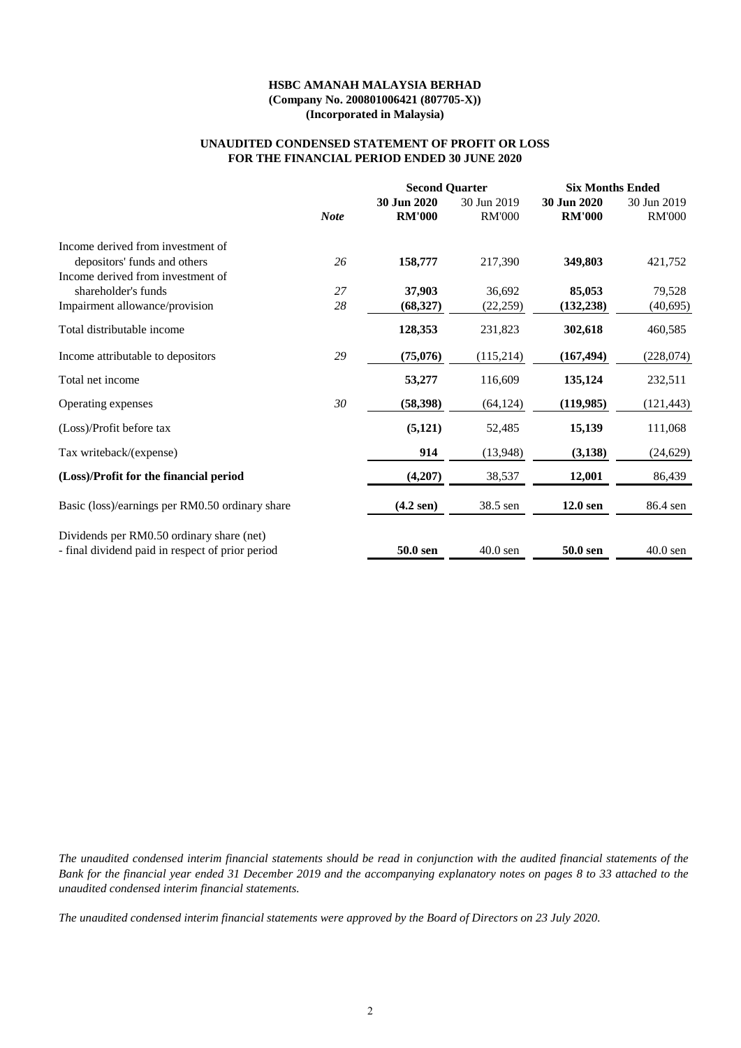**HSBC AMANAH MALAYSIA BERHAD**
**(Company No. 200801006421 (807705-X))**
**(Incorporated in Malaysia)**

**UNAUDITED CONDENSED STATEMENT OF PROFIT OR LOSS**
**FOR THE FINANCIAL PERIOD ENDED 30 JUNE 2020**

| | *Note* | **Second Quarter** | | **Six Months Ended** | |
|---|---|---|---|---|---|
| | | **30 Jun 2020** | 30 Jun 2019 | **30 Jun 2020** | 30 Jun 2019 |
| | | **RM'000** | RM'000 | **RM'000** | RM'000 |
| Income derived from investment of depositors' funds and others | *26* | **158,777** | 217,390 | **349,803** | 421,752 |
| Income derived from investment of shareholder's funds | *27* | **37,903** | 36,692 | **85,053** | 79,528 |
| Impairment allowance/provision | *28* | **(68,327)** | (22,259) | **(132,238)** | (40,695) |
| Total distributable income | | **128,353** | 231,823 | **302,618** | 460,585 |
| Income attributable to depositors | *29* | **(75,076)** | (115,214) | **(167,494)** | (228,074) |
| Total net income | | **53,277** | 116,609 | **135,124** | 232,511 |
| Operating expenses | *30* | **(58,398)** | (64,124) | **(119,985)** | (121,443) |
| (Loss)/Profit before tax | | **(5,121)** | 52,485 | **15,139** | 111,068 |
| Tax writeback/(expense) | | **914** | (13,948) | **(3,138)** | (24,629) |
| **(Loss)/Profit for the financial period** | | **(4,207)** | 38,537 | **12,001** | 86,439 |
| Basic (loss)/earnings per RM0.50 ordinary share | | **(4.2 sen)** | 38.5 sen | **12.0 sen** | 86.4 sen |
| Dividends per RM0.50 ordinary share (net) - final dividend paid in respect of prior period | | **50.0 sen** | 40.0 sen | **50.0 sen** | 40.0 sen |

*The unaudited condensed interim financial statements should be read in conjunction with the audited financial statements of the Bank for the financial year ended 31 December 2019 and the accompanying explanatory notes on pages 8 to 33 attached to the unaudited condensed interim financial statements.*

*The unaudited condensed interim financial statements were approved by the Board of Directors on 23 July 2020.*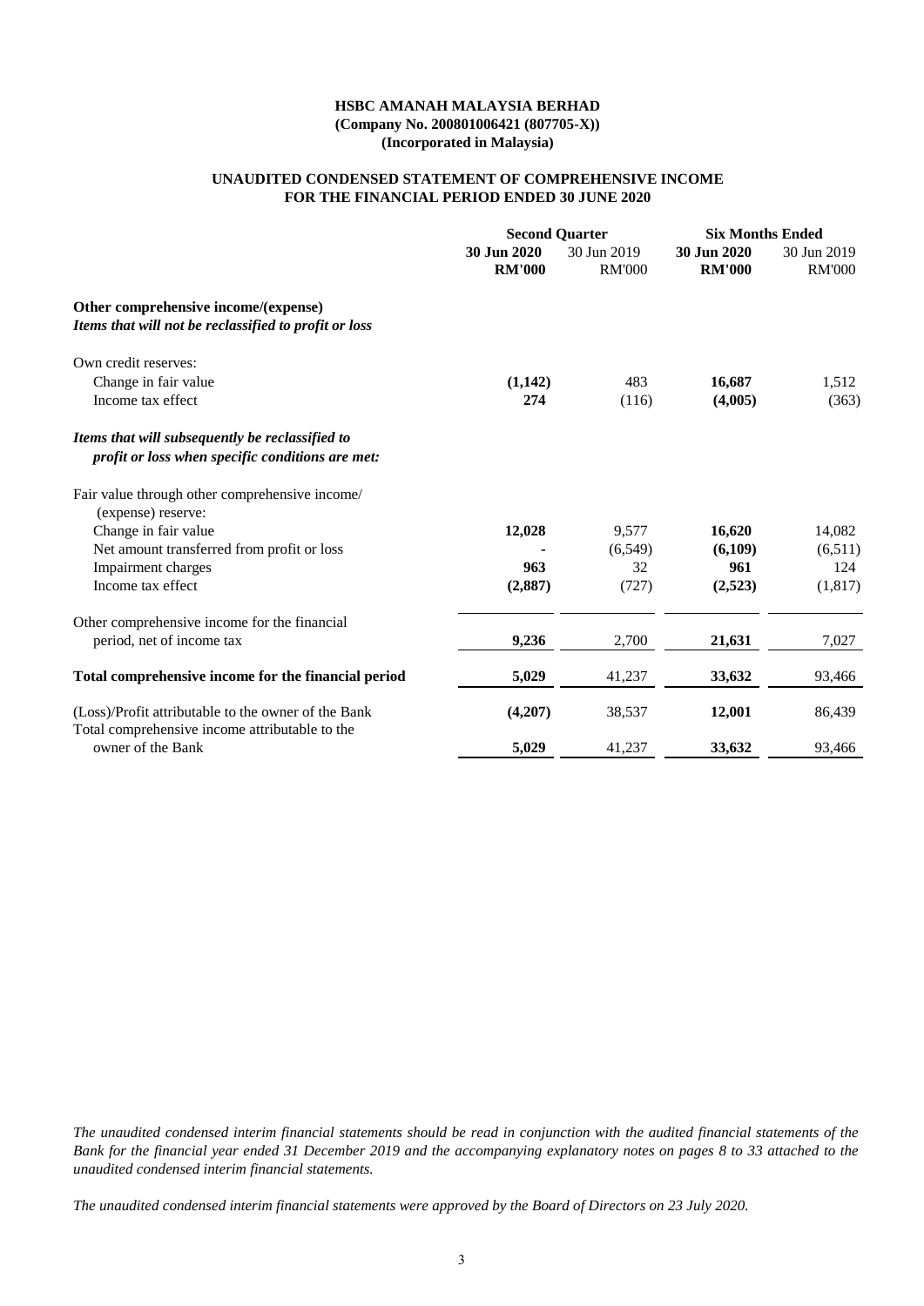**HSBC AMANAH MALAYSIA BERHAD**
**(Company No. 200801006421 (807705-X))**
**(Incorporated in Malaysia)**

**UNAUDITED CONDENSED STATEMENT OF COMPREHENSIVE INCOME**
**FOR THE FINANCIAL PERIOD ENDED 30 JUNE 2020**

| | Second Quarter | | Six Months Ended | |
|---|---|---|---|---|
| | **30 Jun 2020** | 30 Jun 2019 | **30 Jun 2020** | 30 Jun 2019 |
| | **RM'000** | RM'000 | **RM'000** | RM'000 |
| **Other comprehensive income/(expense)** | | | | |
| ***Items that will not be reclassified to profit or loss*** | | | | |
| Own credit reserves: | | | | |
| Change in fair value | **(1,142)** | 483 | **16,687** | 1,512 |
| Income tax effect | **274** | (116) | **(4,005)** | (363) |
| ***Items that will subsequently be reclassified to profit or loss when specific conditions are met:*** | | | | |
| Fair value through other comprehensive income/ (expense) reserve: | | | | |
| Change in fair value | **12,028** | 9,577 | **16,620** | 14,082 |
| Net amount transferred from profit or loss | **-** | (6,549) | **(6,109)** | (6,511) |
| Impairment charges | **963** | 32 | **961** | 124 |
| Income tax effect | **(2,887)** | (727) | **(2,523)** | (1,817) |
| Other comprehensive income for the financial period, net of income tax | **9,236** | 2,700 | **21,631** | 7,027 |
| **Total comprehensive income for the financial period** | **5,029** | 41,237 | **33,632** | 93,466 |
| (Loss)/Profit attributable to the owner of the Bank | **(4,207)** | 38,537 | **12,001** | 86,439 |
| Total comprehensive income attributable to the owner of the Bank | **5,029** | 41,237 | **33,632** | 93,466 |

*The unaudited condensed interim financial statements should be read in conjunction with the audited financial statements of the Bank for the financial year ended 31 December 2019 and the accompanying explanatory notes on pages 8 to 33 attached to the unaudited condensed interim financial statements.*

*The unaudited condensed interim financial statements were approved by the Board of Directors on 23 July 2020.*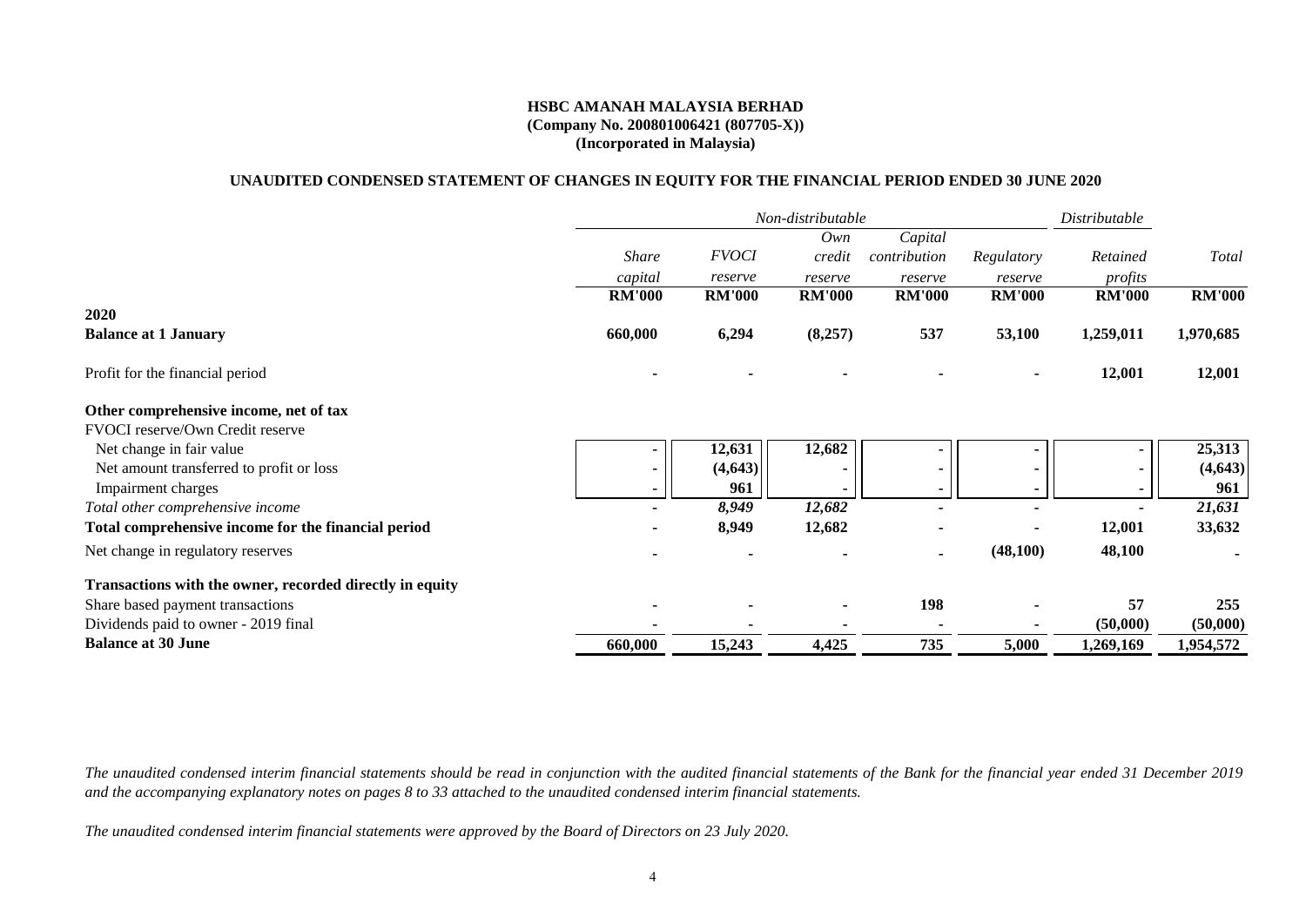**HSBC AMANAH MALAYSIA BERHAD**
**(Company No. 200801006421 (807705-X))**
**(Incorporated in Malaysia)**

**UNAUDITED CONDENSED STATEMENT OF CHANGES IN EQUITY FOR THE FINANCIAL PERIOD ENDED 30 JUNE 2020**

| | *Non-distributable* | | | | | *Distributable* | |
|---|---|---|---|---|---|---|---|
| | *Share capital* | *FVOCI reserve* | *Own credit reserve* | *Capital contribution reserve* | *Regulatory reserve* | *Retained profits* | *Total* |
| | **RM'000** | **RM'000** | **RM'000** | **RM'000** | **RM'000** | **RM'000** | **RM'000** |
| **2020** | | | | | | | |
| **Balance at 1 January** | **660,000** | **6,294** | **(8,257)** | **537** | **53,100** | **1,259,011** | **1,970,685** |
| Profit for the financial period | **-** | **-** | **-** | **-** | **-** | **12,001** | **12,001** |
| **Other comprehensive income, net of tax** | | | | | | | |
| FVOCI reserve/Own Credit reserve | | | | | | | |
| Net change in fair value | **-** | **12,631** | **12,682** | **-** | **-** | **-** | **25,313** |
| Net amount transferred to profit or loss | **-** | **(4,643)** | **-** | **-** | **-** | **-** | **(4,643)** |
| Impairment charges | **-** | **961** | **-** | **-** | **-** | **-** | **961** |
| *Total other comprehensive income* | **-** | ***8,949*** | ***12,682*** | **-** | **-** | **-** | ***21,631*** |
| **Total comprehensive income for the financial period** | **-** | **8,949** | **12,682** | **-** | **-** | **12,001** | **33,632** |
| Net change in regulatory reserves | **-** | **-** | **-** | **-** | **(48,100)** | **48,100** | **-** |
| **Transactions with the owner, recorded directly in equity** | | | | | | | |
| Share based payment transactions | **-** | **-** | **-** | **198** | **-** | **57** | **255** |
| Dividends paid to owner - 2019 final | **-** | **-** | **-** | **-** | **-** | **(50,000)** | **(50,000)** |
| **Balance at 30 June** | **660,000** | **15,243** | **4,425** | **735** | **5,000** | **1,269,169** | **1,954,572** |

*The unaudited condensed interim financial statements should be read in conjunction with the audited financial statements of the Bank for the financial year ended 31 December 2019 and the accompanying explanatory notes on pages 8 to 33 attached to the unaudited condensed interim financial statements.*

*The unaudited condensed interim financial statements were approved by the Board of Directors on 23 July 2020.*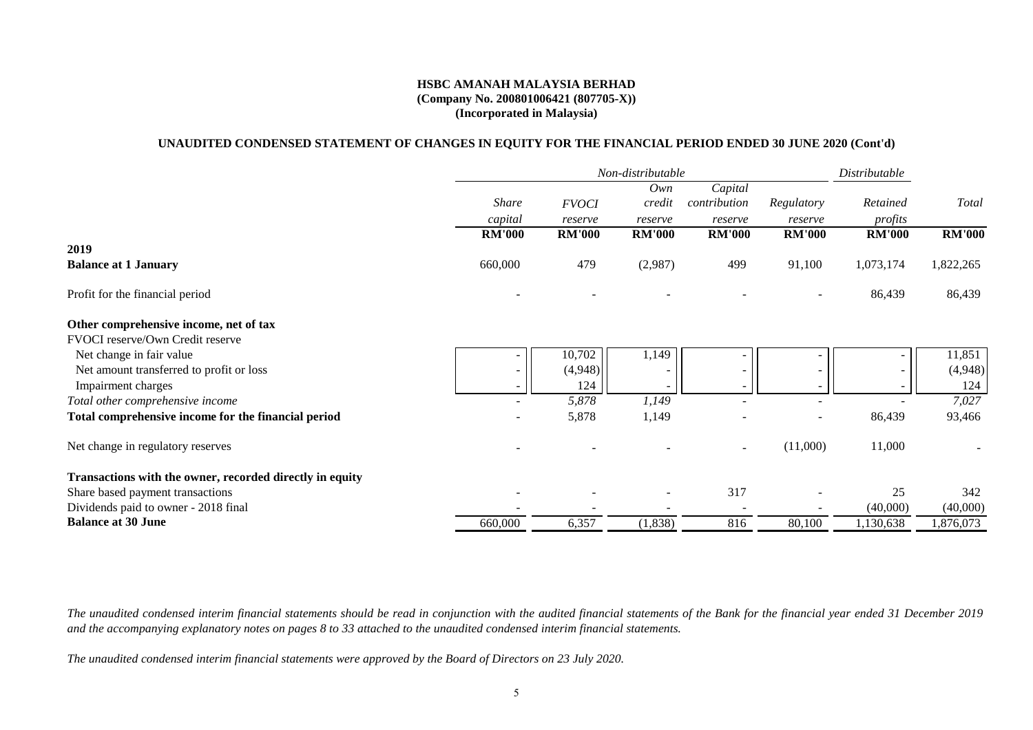**HSBC AMANAH MALAYSIA BERHAD**
**(Company No. 200801006421 (807705-X))**
**(Incorporated in Malaysia)**

**UNAUDITED CONDENSED STATEMENT OF CHANGES IN EQUITY FOR THE FINANCIAL PERIOD ENDED 30 JUNE 2020 (Cont'd)**

| | *Non-distributable* | | | | | *Distributable* | |
|---|---|---|---|---|---|---|---|
| | *Share capital* | *FVOCI reserve* | *Own credit reserve* | *Capital contribution reserve* | *Regulatory reserve* | *Retained profits* | *Total* |
| | **RM'000** | **RM'000** | **RM'000** | **RM'000** | **RM'000** | **RM'000** | **RM'000** |
| **2019** | | | | | | | |
| **Balance at 1 January** | 660,000 | 479 | (2,987) | 499 | 91,100 | 1,073,174 | 1,822,265 |
| Profit for the financial period | - | - | - | - | - | 86,439 | 86,439 |
| **Other comprehensive income, net of tax** | | | | | | | |
| FVOCI reserve/Own Credit reserve | | | | | | | |
| Net change in fair value | - | 10,702 | 1,149 | - | - | - | 11,851 |
| Net amount transferred to profit or loss | - | (4,948) | - | - | - | - | (4,948) |
| Impairment charges | - | 124 | - | - | - | - | 124 |
| *Total other comprehensive income* | - | *5,878* | *1,149* | - | - | - | *7,027* |
| **Total comprehensive income for the financial period** | - | 5,878 | 1,149 | - | - | 86,439 | 93,466 |
| Net change in regulatory reserves | - | - | - | - | (11,000) | 11,000 | - |
| **Transactions with the owner, recorded directly in equity** | | | | | | | |
| Share based payment transactions | - | - | - | 317 | - | 25 | 342 |
| Dividends paid to owner - 2018 final | - | - | - | - | - | (40,000) | (40,000) |
| **Balance at 30 June** | 660,000 | 6,357 | (1,838) | 816 | 80,100 | 1,130,638 | 1,876,073 |

*The unaudited condensed interim financial statements should be read in conjunction with the audited financial statements of the Bank for the financial year ended 31 December 2019 and the accompanying explanatory notes on pages 8 to 33 attached to the unaudited condensed interim financial statements.*

*The unaudited condensed interim financial statements were approved by the Board of Directors on 23 July 2020.*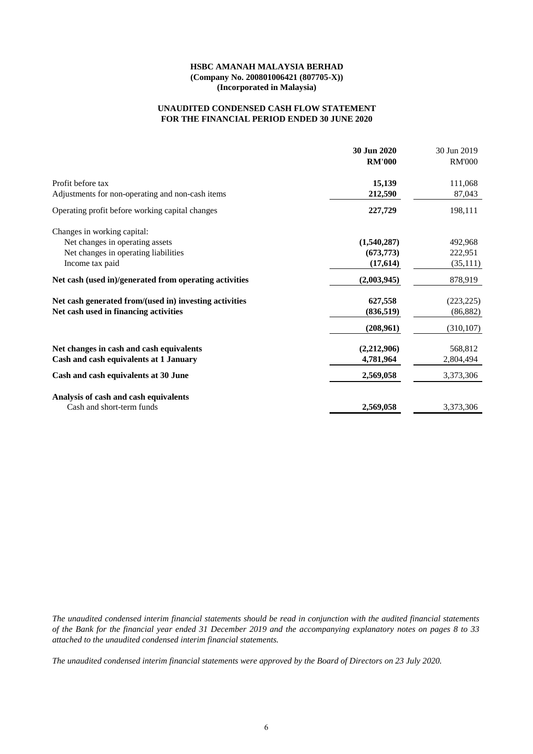**HSBC AMANAH MALAYSIA BERHAD**
**(Company No. 200801006421 (807705-X))**
**(Incorporated in Malaysia)**

**UNAUDITED CONDENSED CASH FLOW STATEMENT**
**FOR THE FINANCIAL PERIOD ENDED 30 JUNE 2020**

| | **30 Jun 2020** | 30 Jun 2019 |
|---|---|---|
| | **RM'000** | RM'000 |
| Profit before tax | **15,139** | 111,068 |
| Adjustments for non-operating and non-cash items | **212,590** | 87,043 |
| Operating profit before working capital changes | **227,729** | 198,111 |
| Changes in working capital: | | |
| Net changes in operating assets | **(1,540,287)** | 492,968 |
| Net changes in operating liabilities | **(673,773)** | 222,951 |
| Income tax paid | **(17,614)** | (35,111) |
| **Net cash (used in)/generated from operating activities** | **(2,003,945)** | 878,919 |
| **Net cash generated from/(used in) investing activities** | **627,558** | (223,225) |
| **Net cash used in financing activities** | **(836,519)** | (86,882) |
| | **(208,961)** | (310,107) |
| **Net changes in cash and cash equivalents** | **(2,212,906)** | 568,812 |
| **Cash and cash equivalents at 1 January** | **4,781,964** | 2,804,494 |
| **Cash and cash equivalents at 30 June** | **2,569,058** | 3,373,306 |
| **Analysis of cash and cash equivalents** | | |
| Cash and short-term funds | **2,569,058** | 3,373,306 |

*The unaudited condensed interim financial statements should be read in conjunction with the audited financial statements of the Bank for the financial year ended 31 December 2019 and the accompanying explanatory notes on pages 8 to 33 attached to the unaudited condensed interim financial statements.*

*The unaudited condensed interim financial statements were approved by the Board of Directors on 23 July 2020.*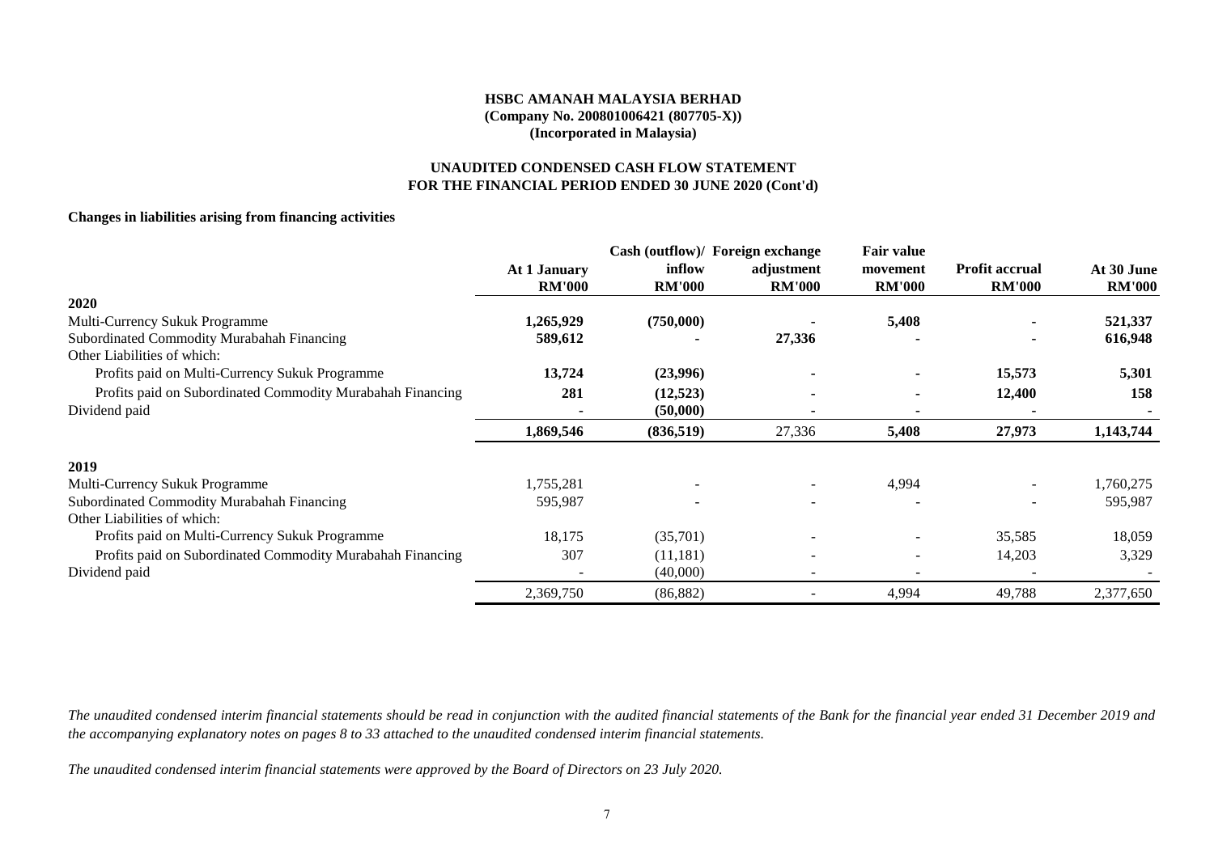**HSBC AMANAH MALAYSIA BERHAD**
**(Company No. 200801006421 (807705-X))**
**(Incorporated in Malaysia)**

**UNAUDITED CONDENSED CASH FLOW STATEMENT**
**FOR THE FINANCIAL PERIOD ENDED 30 JUNE 2020 (Cont'd)**

**Changes in liabilities arising from financing activities**

| | At 1 January RM'000 | Cash (outflow)/ inflow RM'000 | Foreign exchange adjustment RM'000 | Fair value movement RM'000 | Profit accrual RM'000 | At 30 June RM'000 |
|---|---|---|---|---|---|---|
| **2020** | | | | | | |
| Multi-Currency Sukuk Programme | **1,265,929** | **(750,000)** | **-** | **5,408** | **-** | **521,337** |
| Subordinated Commodity Murabahah Financing | **589,612** | **-** | **27,336** | **-** | **-** | **616,948** |
| Other Liabilities of which: | | | | | | |
| Profits paid on Multi-Currency Sukuk Programme | **13,724** | **(23,996)** | **-** | **-** | **15,573** | **5,301** |
| Profits paid on Subordinated Commodity Murabahah Financing | **281** | **(12,523)** | **-** | **-** | **12,400** | **158** |
| Dividend paid | **-** | **(50,000)** | **-** | **-** | **-** | **-** |
| | **1,869,546** | **(836,519)** | 27,336 | **5,408** | **27,973** | **1,143,744** |
| **2019** | | | | | | |
| Multi-Currency Sukuk Programme | 1,755,281 | - | - | 4,994 | - | 1,760,275 |
| Subordinated Commodity Murabahah Financing | 595,987 | - | - | - | - | 595,987 |
| Other Liabilities of which: | | | | | | |
| Profits paid on Multi-Currency Sukuk Programme | 18,175 | (35,701) | - | - | 35,585 | 18,059 |
| Profits paid on Subordinated Commodity Murabahah Financing | 307 | (11,181) | - | - | 14,203 | 3,329 |
| Dividend paid | - | (40,000) | - | - | - | - |
| | 2,369,750 | (86,882) | - | 4,994 | 49,788 | 2,377,650 |

*The unaudited condensed interim financial statements should be read in conjunction with the audited financial statements of the Bank for the financial year ended 31 December 2019 and the accompanying explanatory notes on pages 8 to 33 attached to the unaudited condensed interim financial statements.*

*The unaudited condensed interim financial statements were approved by the Board of Directors on 23 July 2020.*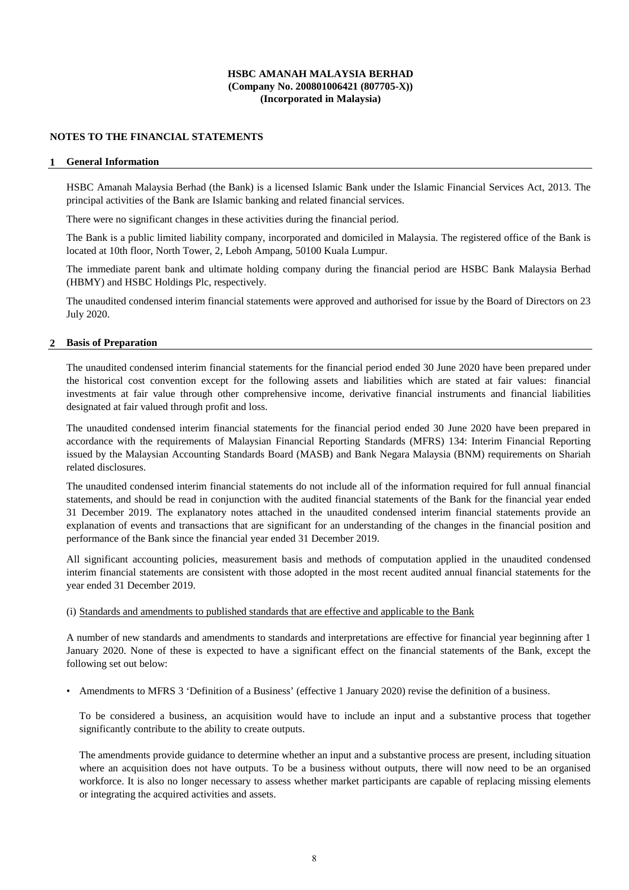**HSBC AMANAH MALAYSIA BERHAD**
**(Company No. 200801006421 (807705-X))**
**(Incorporated in Malaysia)**

## NOTES TO THE FINANCIAL STATEMENTS

### 1 General Information

HSBC Amanah Malaysia Berhad (the Bank) is a licensed Islamic Bank under the Islamic Financial Services Act, 2013. The principal activities of the Bank are Islamic banking and related financial services.

There were no significant changes in these activities during the financial period.

The Bank is a public limited liability company, incorporated and domiciled in Malaysia. The registered office of the Bank is located at 10th floor, North Tower, 2, Leboh Ampang, 50100 Kuala Lumpur.

The immediate parent bank and ultimate holding company during the financial period are HSBC Bank Malaysia Berhad (HBMY) and HSBC Holdings Plc, respectively.

The unaudited condensed interim financial statements were approved and authorised for issue by the Board of Directors on 23 July 2020.

### 2 Basis of Preparation

The unaudited condensed interim financial statements for the financial period ended 30 June 2020 have been prepared under the historical cost convention except for the following assets and liabilities which are stated at fair values: financial investments at fair value through other comprehensive income, derivative financial instruments and financial liabilities designated at fair valued through profit and loss.

The unaudited condensed interim financial statements for the financial period ended 30 June 2020 have been prepared in accordance with the requirements of Malaysian Financial Reporting Standards (MFRS) 134: Interim Financial Reporting issued by the Malaysian Accounting Standards Board (MASB) and Bank Negara Malaysia (BNM) requirements on Shariah related disclosures.

The unaudited condensed interim financial statements do not include all of the information required for full annual financial statements, and should be read in conjunction with the audited financial statements of the Bank for the financial year ended 31 December 2019. The explanatory notes attached in the unaudited condensed interim financial statements provide an explanation of events and transactions that are significant for an understanding of the changes in the financial position and performance of the Bank since the financial year ended 31 December 2019.

All significant accounting policies, measurement basis and methods of computation applied in the unaudited condensed interim financial statements are consistent with those adopted in the most recent audited annual financial statements for the year ended 31 December 2019.

(i) Standards and amendments to published standards that are effective and applicable to the Bank

A number of new standards and amendments to standards and interpretations are effective for financial year beginning after 1 January 2020. None of these is expected to have a significant effect on the financial statements of the Bank, except the following set out below:

- Amendments to MFRS 3 'Definition of a Business' (effective 1 January 2020) revise the definition of a business.

  To be considered a business, an acquisition would have to include an input and a substantive process that together significantly contribute to the ability to create outputs.

  The amendments provide guidance to determine whether an input and a substantive process are present, including situation where an acquisition does not have outputs. To be a business without outputs, there will now need to be an organised workforce. It is also no longer necessary to assess whether market participants are capable of replacing missing elements or integrating the acquired activities and assets.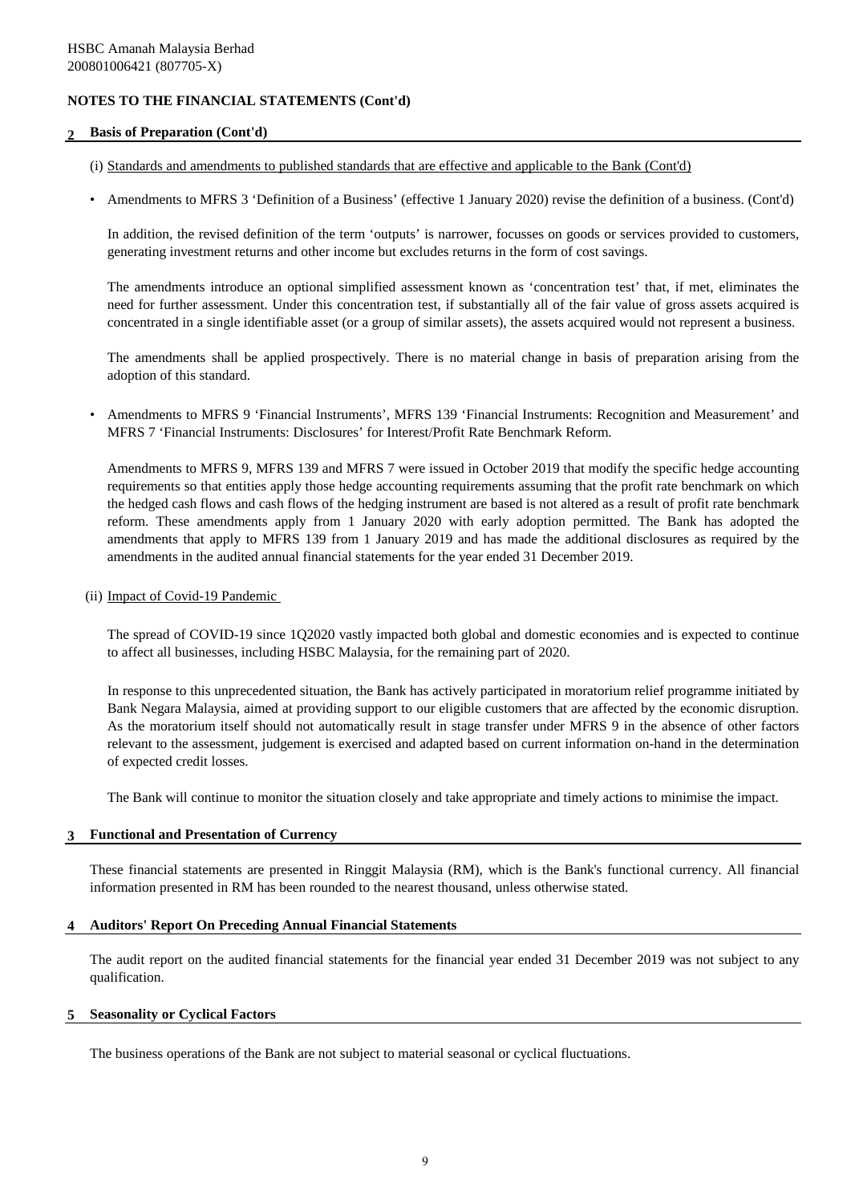HSBC Amanah Malaysia Berhad
200801006421 (807705-X)

**NOTES TO THE FINANCIAL STATEMENTS (Cont'd)**

## 2 Basis of Preparation (Cont'd)

(i) Standards and amendments to published standards that are effective and applicable to the Bank (Cont'd)

- Amendments to MFRS 3 'Definition of a Business' (effective 1 January 2020) revise the definition of a business. (Cont'd)

  In addition, the revised definition of the term 'outputs' is narrower, focusses on goods or services provided to customers, generating investment returns and other income but excludes returns in the form of cost savings.

  The amendments introduce an optional simplified assessment known as 'concentration test' that, if met, eliminates the need for further assessment. Under this concentration test, if substantially all of the fair value of gross assets acquired is concentrated in a single identifiable asset (or a group of similar assets), the assets acquired would not represent a business.

  The amendments shall be applied prospectively. There is no material change in basis of preparation arising from the adoption of this standard.

- Amendments to MFRS 9 'Financial Instruments', MFRS 139 'Financial Instruments: Recognition and Measurement' and MFRS 7 'Financial Instruments: Disclosures' for Interest/Profit Rate Benchmark Reform.

  Amendments to MFRS 9, MFRS 139 and MFRS 7 were issued in October 2019 that modify the specific hedge accounting requirements so that entities apply those hedge accounting requirements assuming that the profit rate benchmark on which the hedged cash flows and cash flows of the hedging instrument are based is not altered as a result of profit rate benchmark reform. These amendments apply from 1 January 2020 with early adoption permitted. The Bank has adopted the amendments that apply to MFRS 139 from 1 January 2019 and has made the additional disclosures as required by the amendments in the audited annual financial statements for the year ended 31 December 2019.

(ii) Impact of Covid-19 Pandemic

The spread of COVID-19 since 1Q2020 vastly impacted both global and domestic economies and is expected to continue to affect all businesses, including HSBC Malaysia, for the remaining part of 2020.

In response to this unprecedented situation, the Bank has actively participated in moratorium relief programme initiated by Bank Negara Malaysia, aimed at providing support to our eligible customers that are affected by the economic disruption. As the moratorium itself should not automatically result in stage transfer under MFRS 9 in the absence of other factors relevant to the assessment, judgement is exercised and adapted based on current information on-hand in the determination of expected credit losses.

The Bank will continue to monitor the situation closely and take appropriate and timely actions to minimise the impact.

## 3 Functional and Presentation of Currency

These financial statements are presented in Ringgit Malaysia (RM), which is the Bank's functional currency. All financial information presented in RM has been rounded to the nearest thousand, unless otherwise stated.

## 4 Auditors' Report On Preceding Annual Financial Statements

The audit report on the audited financial statements for the financial year ended 31 December 2019 was not subject to any qualification.

## 5 Seasonality or Cyclical Factors

The business operations of the Bank are not subject to material seasonal or cyclical fluctuations.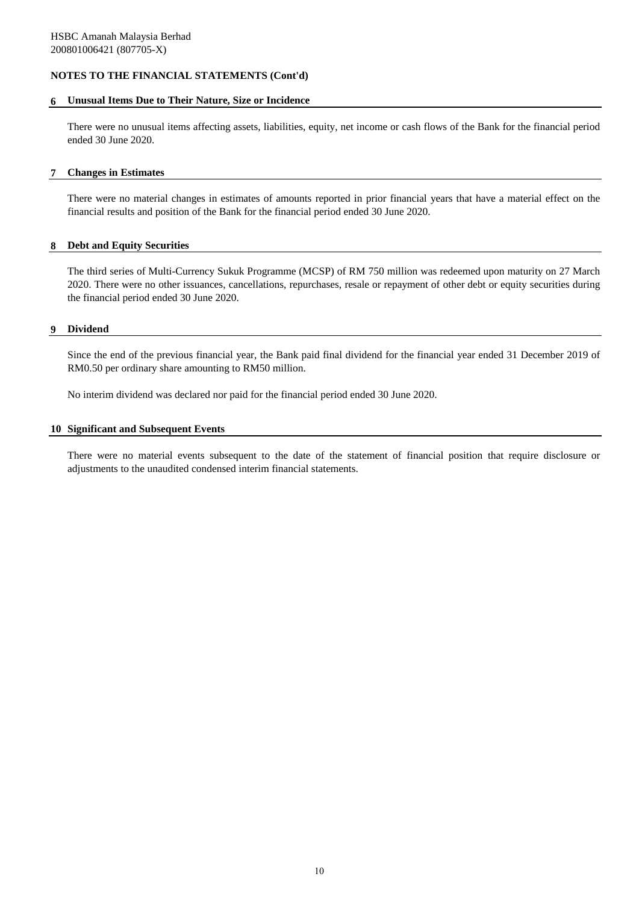## NOTES TO THE FINANCIAL STATEMENTS (Cont'd)

### 6 Unusual Items Due to Their Nature, Size or Incidence

There were no unusual items affecting assets, liabilities, equity, net income or cash flows of the Bank for the financial period ended 30 June 2020.

### 7 Changes in Estimates

There were no material changes in estimates of amounts reported in prior financial years that have a material effect on the financial results and position of the Bank for the financial period ended 30 June 2020.

### 8 Debt and Equity Securities

The third series of Multi-Currency Sukuk Programme (MCSP) of RM 750 million was redeemed upon maturity on 27 March 2020. There were no other issuances, cancellations, repurchases, resale or repayment of other debt or equity securities during the financial period ended 30 June 2020.

### 9 Dividend

Since the end of the previous financial year, the Bank paid final dividend for the financial year ended 31 December 2019 of RM0.50 per ordinary share amounting to RM50 million.

No interim dividend was declared nor paid for the financial period ended 30 June 2020.

### 10 Significant and Subsequent Events

There were no material events subsequent to the date of the statement of financial position that require disclosure or adjustments to the unaudited condensed interim financial statements.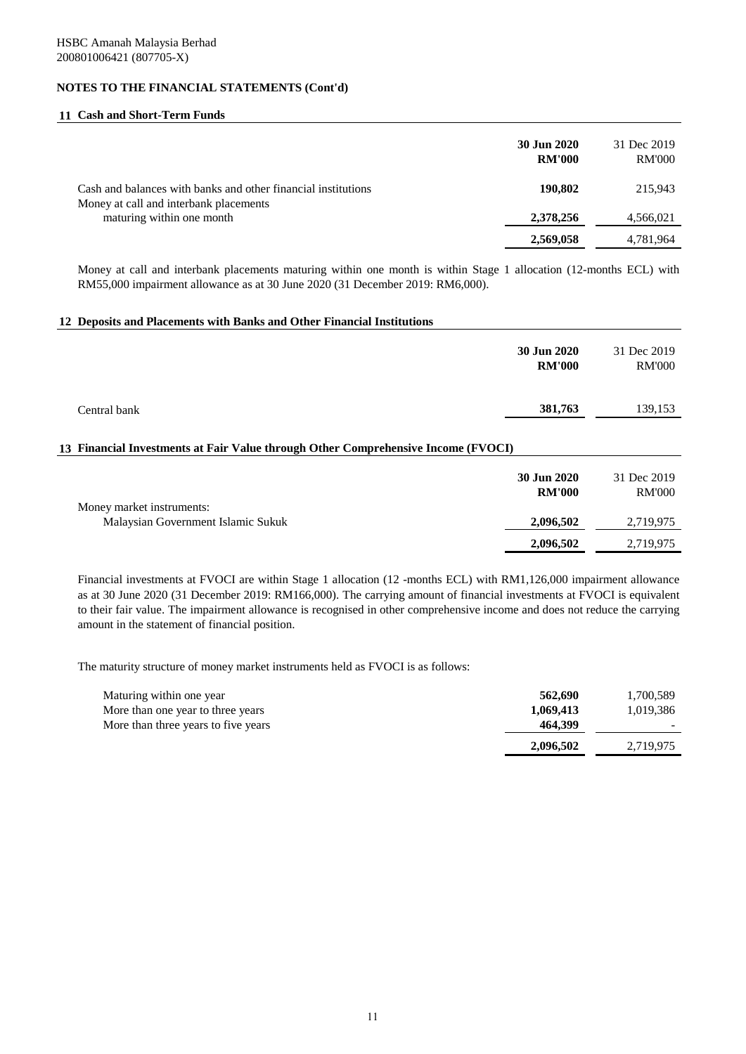HSBC Amanah Malaysia Berhad
200801006421 (807705-X)

## NOTES TO THE FINANCIAL STATEMENTS (Cont'd)

### 11 Cash and Short-Term Funds

| | 30 Jun 2020 RM'000 | 31 Dec 2019 RM'000 |
|---|---|---|
| Cash and balances with banks and other financial institutions | **190,802** | 215,943 |
| Money at call and interbank placements maturing within one month | **2,378,256** | 4,566,021 |
| | **2,569,058** | 4,781,964 |

Money at call and interbank placements maturing within one month is within Stage 1 allocation (12-months ECL) with RM55,000 impairment allowance as at 30 June 2020 (31 December 2019: RM6,000).

### 12 Deposits and Placements with Banks and Other Financial Institutions

| | 30 Jun 2020 RM'000 | 31 Dec 2019 RM'000 |
|---|---|---|
| Central bank | **381,763** | 139,153 |

### 13 Financial Investments at Fair Value through Other Comprehensive Income (FVOCI)

| | 30 Jun 2020 RM'000 | 31 Dec 2019 RM'000 |
|---|---|---|
| Money market instruments: | | |
| Malaysian Government Islamic Sukuk | **2,096,502** | 2,719,975 |
| | **2,096,502** | 2,719,975 |

Financial investments at FVOCI are within Stage 1 allocation (12 -months ECL) with RM1,126,000 impairment allowance as at 30 June 2020 (31 December 2019: RM166,000). The carrying amount of financial investments at FVOCI is equivalent to their fair value. The impairment allowance is recognised in other comprehensive income and does not reduce the carrying amount in the statement of financial position.

The maturity structure of money market instruments held as FVOCI is as follows:

| | 30 Jun 2020 RM'000 | 31 Dec 2019 RM'000 |
|---|---|---|
| Maturing within one year | **562,690** | 1,700,589 |
| More than one year to three years | **1,069,413** | 1,019,386 |
| More than three years to five years | **464,399** | - |
| | **2,096,502** | 2,719,975 |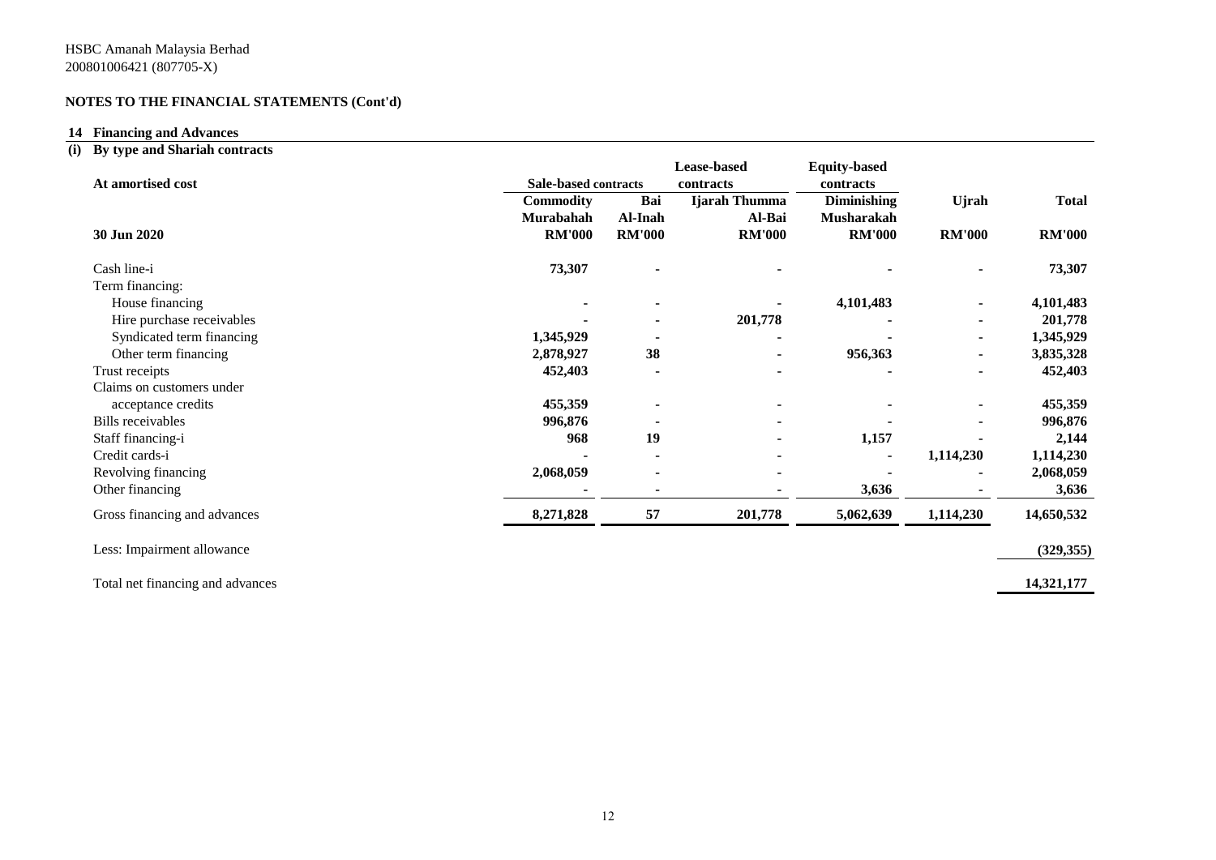HSBC Amanah Malaysia Berhad
200801006421 (807705-X)

**NOTES TO THE FINANCIAL STATEMENTS (Cont'd)**

## 14 Financing and Advances

### (i) By type and Shariah contracts

| At amortised cost | Sale-based contracts | | Lease-based contracts | Equity-based contracts | | |
|---|---|---|---|---|---|---|
| | **Commodity Murabahah** | **Bai Al-Inah** | **Ijarah Thumma Al-Bai** | **Diminishing Musharakah** | **Ujrah** | **Total** |
| **30 Jun 2020** | **RM'000** | **RM'000** | **RM'000** | **RM'000** | **RM'000** | **RM'000** |
| Cash line-i | **73,307** | **-** | **-** | **-** | **-** | **73,307** |
| Term financing: | | | | | | |
| House financing | **-** | **-** | **-** | **4,101,483** | **-** | **4,101,483** |
| Hire purchase receivables | **-** | **-** | **201,778** | **-** | **-** | **201,778** |
| Syndicated term financing | **1,345,929** | **-** | **-** | **-** | **-** | **1,345,929** |
| Other term financing | **2,878,927** | **38** | **-** | **956,363** | **-** | **3,835,328** |
| Trust receipts | **452,403** | **-** | **-** | **-** | **-** | **452,403** |
| Claims on customers under acceptance credits | **455,359** | **-** | **-** | **-** | **-** | **455,359** |
| Bills receivables | **996,876** | **-** | **-** | **-** | **-** | **996,876** |
| Staff financing-i | **968** | **19** | **-** | **1,157** | **-** | **2,144** |
| Credit cards-i | **-** | **-** | **-** | **-** | **1,114,230** | **1,114,230** |
| Revolving financing | **2,068,059** | **-** | **-** | **-** | **-** | **2,068,059** |
| Other financing | **-** | **-** | **-** | **3,636** | **-** | **3,636** |
| Gross financing and advances | **8,271,828** | **57** | **201,778** | **5,062,639** | **1,114,230** | **14,650,532** |
| Less: Impairment allowance | | | | | | **(329,355)** |
| Total net financing and advances | | | | | | **14,321,177** |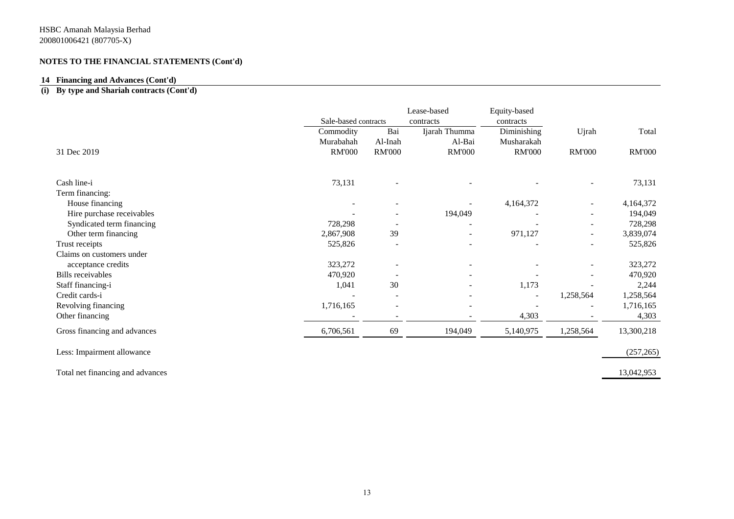HSBC Amanah Malaysia Berhad
200801006421 (807705-X)

**NOTES TO THE FINANCIAL STATEMENTS (Cont'd)**

**14 Financing and Advances (Cont'd)**

**(i) By type and Shariah contracts (Cont'd)**

| | Sale-based contracts | | Lease-based contracts | Equity-based contracts | | |
|---|---|---|---|---|---|---|
| | Commodity Murabahah | Bai Al-Inah | Ijarah Thumma Al-Bai | Diminishing Musharakah | Ujrah | Total |
| 31 Dec 2019 | RM'000 | RM'000 | RM'000 | RM'000 | RM'000 | RM'000 |
| Cash line-i | 73,131 | - | - | - | - | 73,131 |
| Term financing: | | | | | | |
| House financing | - | - | - | 4,164,372 | - | 4,164,372 |
| Hire purchase receivables | - | - | 194,049 | - | - | 194,049 |
| Syndicated term financing | 728,298 | - | - | - | - | 728,298 |
| Other term financing | 2,867,908 | 39 | - | 971,127 | - | 3,839,074 |
| Trust receipts | 525,826 | - | - | - | - | 525,826 |
| Claims on customers under acceptance credits | 323,272 | - | - | - | - | 323,272 |
| Bills receivables | 470,920 | - | - | - | - | 470,920 |
| Staff financing-i | 1,041 | 30 | - | 1,173 | - | 2,244 |
| Credit cards-i | - | - | - | - | 1,258,564 | 1,258,564 |
| Revolving financing | 1,716,165 | - | - | - | - | 1,716,165 |
| Other financing | - | - | - | 4,303 | - | 4,303 |
| Gross financing and advances | 6,706,561 | 69 | 194,049 | 5,140,975 | 1,258,564 | 13,300,218 |
| Less: Impairment allowance | | | | | | (257,265) |
| Total net financing and advances | | | | | | 13,042,953 |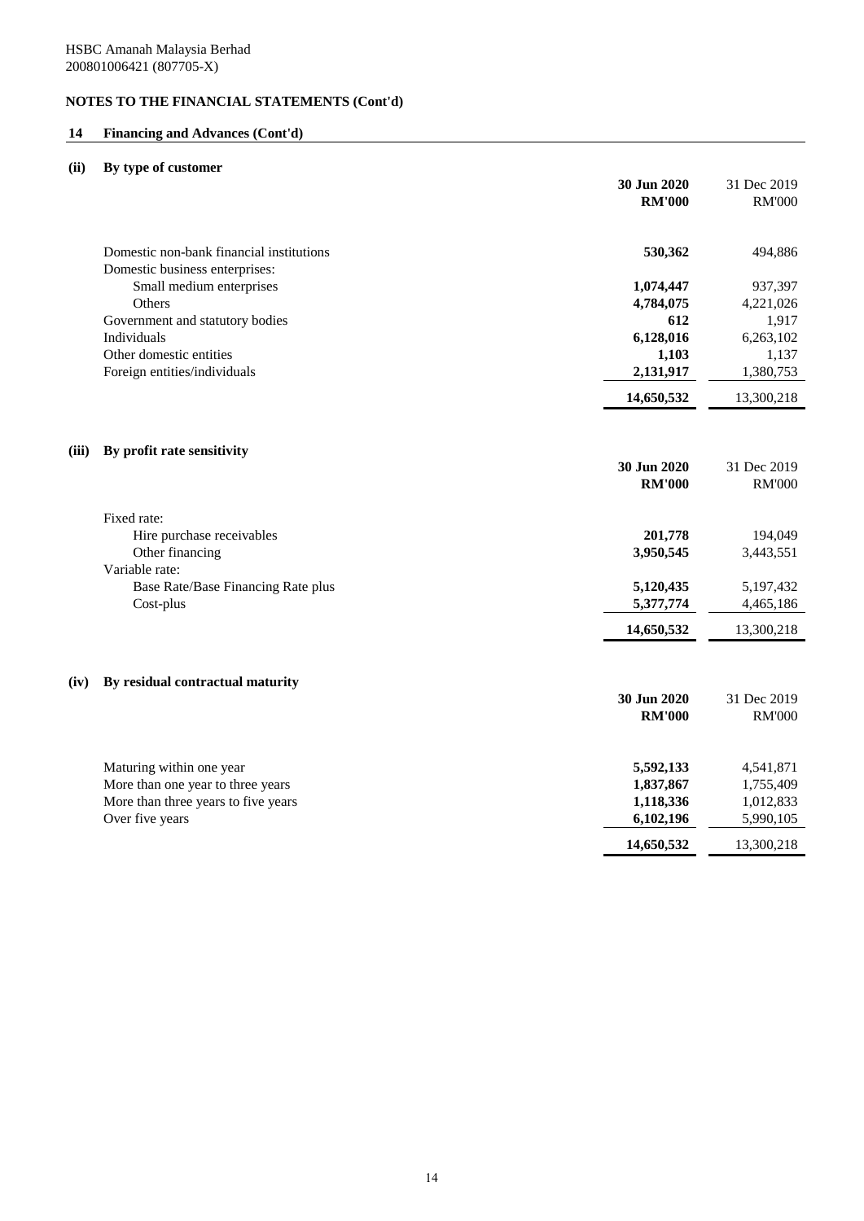HSBC Amanah Malaysia Berhad
200801006421 (807705-X)

**NOTES TO THE FINANCIAL STATEMENTS (Cont'd)**

## 14 Financing and Advances (Cont'd)

### (ii) By type of customer

| | 30 Jun 2020 RM'000 | 31 Dec 2019 RM'000 |
|---|---|---|
| Domestic non-bank financial institutions | **530,362** | 494,886 |
| Domestic business enterprises: | | |
| Small medium enterprises | **1,074,447** | 937,397 |
| Others | **4,784,075** | 4,221,026 |
| Government and statutory bodies | **612** | 1,917 |
| Individuals | **6,128,016** | 6,263,102 |
| Other domestic entities | **1,103** | 1,137 |
| Foreign entities/individuals | **2,131,917** | 1,380,753 |
| | **14,650,532** | 13,300,218 |

### (iii) By profit rate sensitivity

| | 30 Jun 2020 RM'000 | 31 Dec 2019 RM'000 |
|---|---|---|
| Fixed rate: | | |
| Hire purchase receivables | **201,778** | 194,049 |
| Other financing | **3,950,545** | 3,443,551 |
| Variable rate: | | |
| Base Rate/Base Financing Rate plus | **5,120,435** | 5,197,432 |
| Cost-plus | **5,377,774** | 4,465,186 |
| | **14,650,532** | 13,300,218 |

### (iv) By residual contractual maturity

| | 30 Jun 2020 RM'000 | 31 Dec 2019 RM'000 |
|---|---|---|
| Maturing within one year | **5,592,133** | 4,541,871 |
| More than one year to three years | **1,837,867** | 1,755,409 |
| More than three years to five years | **1,118,336** | 1,012,833 |
| Over five years | **6,102,196** | 5,990,105 |
| | **14,650,532** | 13,300,218 |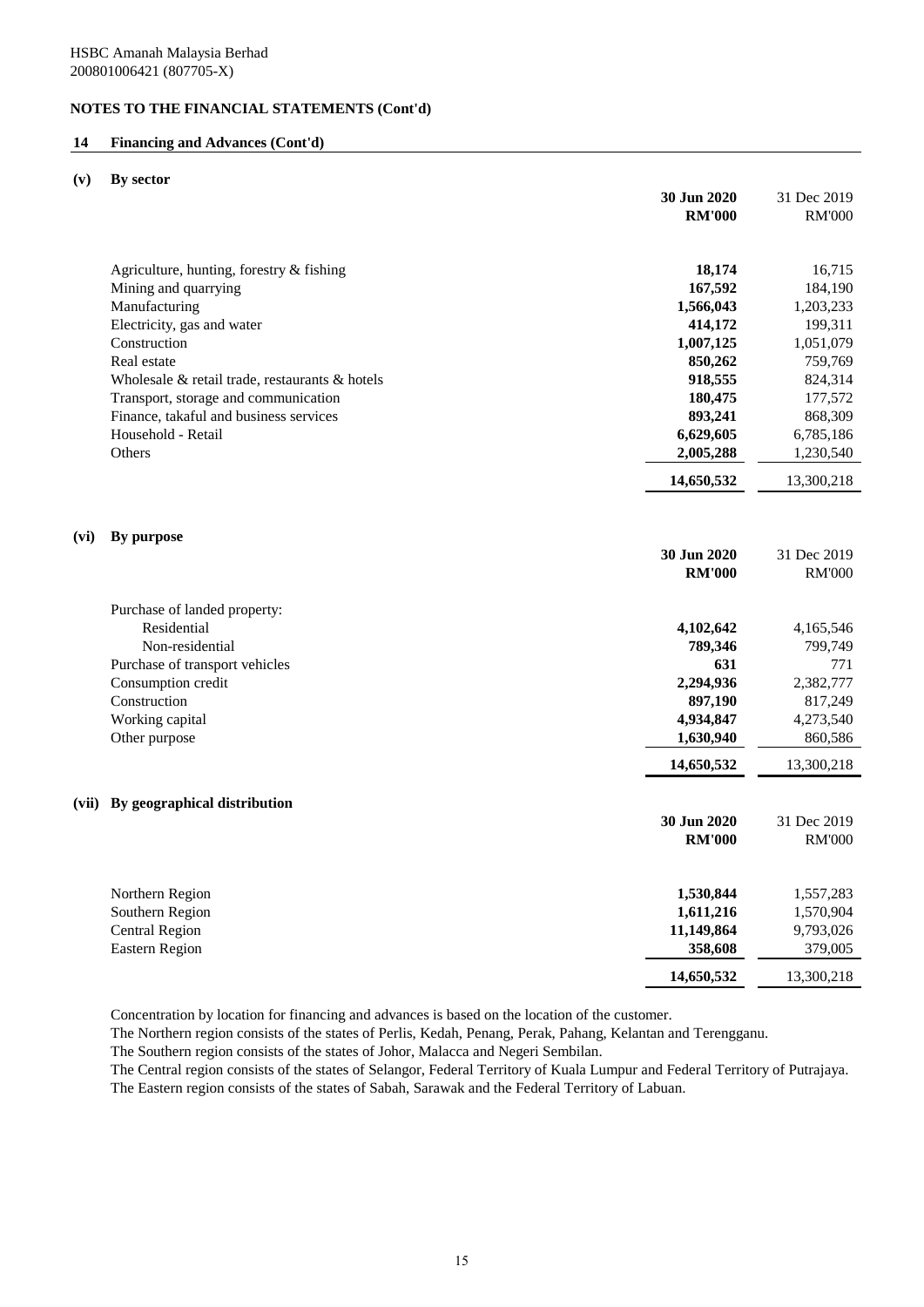HSBC Amanah Malaysia Berhad
200801006421 (807705-X)

## NOTES TO THE FINANCIAL STATEMENTS (Cont'd)

### 14 Financing and Advances (Cont'd)

#### (v) By sector

| | 30 Jun 2020 RM'000 | 31 Dec 2019 RM'000 |
|---|---|---|
| Agriculture, hunting, forestry & fishing | **18,174** | 16,715 |
| Mining and quarrying | **167,592** | 184,190 |
| Manufacturing | **1,566,043** | 1,203,233 |
| Electricity, gas and water | **414,172** | 199,311 |
| Construction | **1,007,125** | 1,051,079 |
| Real estate | **850,262** | 759,769 |
| Wholesale & retail trade, restaurants & hotels | **918,555** | 824,314 |
| Transport, storage and communication | **180,475** | 177,572 |
| Finance, takaful and business services | **893,241** | 868,309 |
| Household - Retail | **6,629,605** | 6,785,186 |
| Others | **2,005,288** | 1,230,540 |
| | **14,650,532** | 13,300,218 |

#### (vi) By purpose

| | 30 Jun 2020 RM'000 | 31 Dec 2019 RM'000 |
|---|---|---|
| Purchase of landed property: | | |
| Residential | **4,102,642** | 4,165,546 |
| Non-residential | **789,346** | 799,749 |
| Purchase of transport vehicles | **631** | 771 |
| Consumption credit | **2,294,936** | 2,382,777 |
| Construction | **897,190** | 817,249 |
| Working capital | **4,934,847** | 4,273,540 |
| Other purpose | **1,630,940** | 860,586 |
| | **14,650,532** | 13,300,218 |

#### (vii) By geographical distribution

| | 30 Jun 2020 RM'000 | 31 Dec 2019 RM'000 |
|---|---|---|
| Northern Region | **1,530,844** | 1,557,283 |
| Southern Region | **1,611,216** | 1,570,904 |
| Central Region | **11,149,864** | 9,793,026 |
| Eastern Region | **358,608** | 379,005 |
| | **14,650,532** | 13,300,218 |

Concentration by location for financing and advances is based on the location of the customer.
The Northern region consists of the states of Perlis, Kedah, Penang, Perak, Pahang, Kelantan and Terengganu.
The Southern region consists of the states of Johor, Malacca and Negeri Sembilan.
The Central region consists of the states of Selangor, Federal Territory of Kuala Lumpur and Federal Territory of Putrajaya.
The Eastern region consists of the states of Sabah, Sarawak and the Federal Territory of Labuan.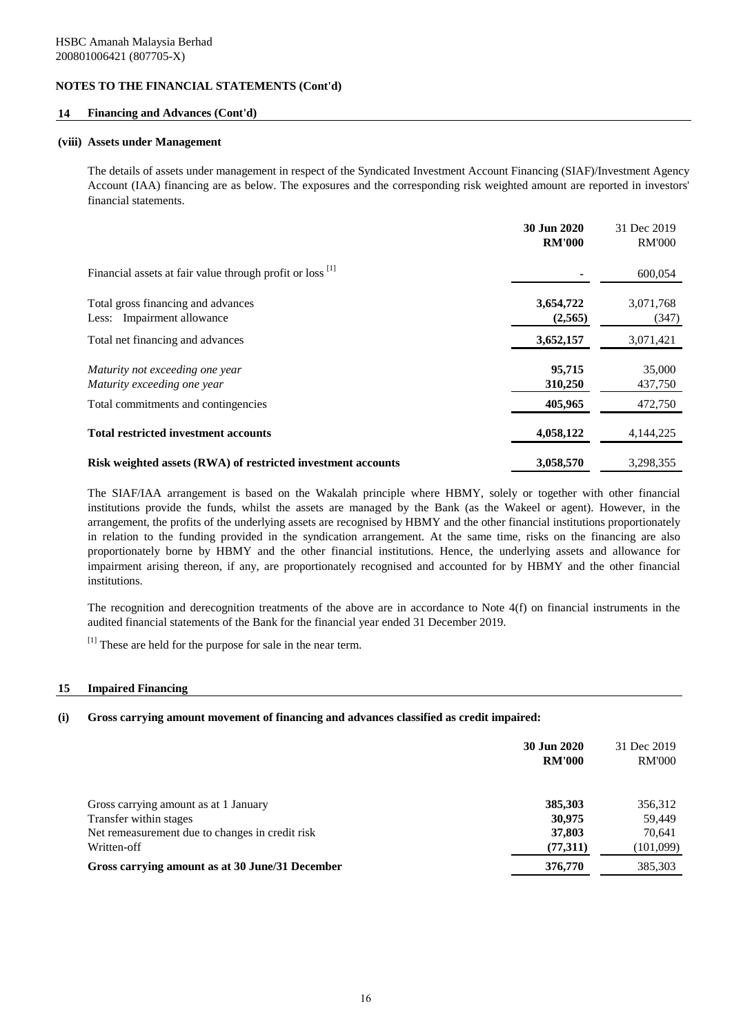HSBC Amanah Malaysia Berhad
200801006421 (807705-X)

**NOTES TO THE FINANCIAL STATEMENTS (Cont'd)**

## 14 Financing and Advances (Cont'd)

### (viii) Assets under Management

The details of assets under management in respect of the Syndicated Investment Account Financing (SIAF)/Investment Agency Account (IAA) financing are as below. The exposures and the corresponding risk weighted amount are reported in investors' financial statements.

| | **30 Jun 2020 RM'000** | 31 Dec 2019 RM'000 |
|---|---|---|
| Financial assets at fair value through profit or loss [1] | **-** | 600,054 |
| Total gross financing and advances | **3,654,722** | 3,071,768 |
| Less: Impairment allowance | **(2,565)** | (347) |
| Total net financing and advances | **3,652,157** | 3,071,421 |
| *Maturity not exceeding one year* | **95,715** | 35,000 |
| *Maturity exceeding one year* | **310,250** | 437,750 |
| Total commitments and contingencies | **405,965** | 472,750 |
| **Total restricted investment accounts** | **4,058,122** | 4,144,225 |
| **Risk weighted assets (RWA) of restricted investment accounts** | **3,058,570** | 3,298,355 |

The SIAF/IAA arrangement is based on the Wakalah principle where HBMY, solely or together with other financial institutions provide the funds, whilst the assets are managed by the Bank (as the Wakeel or agent). However, in the arrangement, the profits of the underlying assets are recognised by HBMY and the other financial institutions proportionately in relation to the funding provided in the syndication arrangement. At the same time, risks on the financing are also proportionately borne by HBMY and the other financial institutions. Hence, the underlying assets and allowance for impairment arising thereon, if any, are proportionately recognised and accounted for by HBMY and the other financial institutions.

The recognition and derecognition treatments of the above are in accordance to Note 4(f) on financial instruments in the audited financial statements of the Bank for the financial year ended 31 December 2019.

[1] These are held for the purpose for sale in the near term.

## 15 Impaired Financing

### (i) Gross carrying amount movement of financing and advances classified as credit impaired:

| | **30 Jun 2020 RM'000** | 31 Dec 2019 RM'000 |
|---|---|---|
| Gross carrying amount as at 1 January | **385,303** | 356,312 |
| Transfer within stages | **30,975** | 59,449 |
| Net remeasurement due to changes in credit risk | **37,803** | 70,641 |
| Written-off | **(77,311)** | (101,099) |
| **Gross carrying amount as at 30 June/31 December** | **376,770** | 385,303 |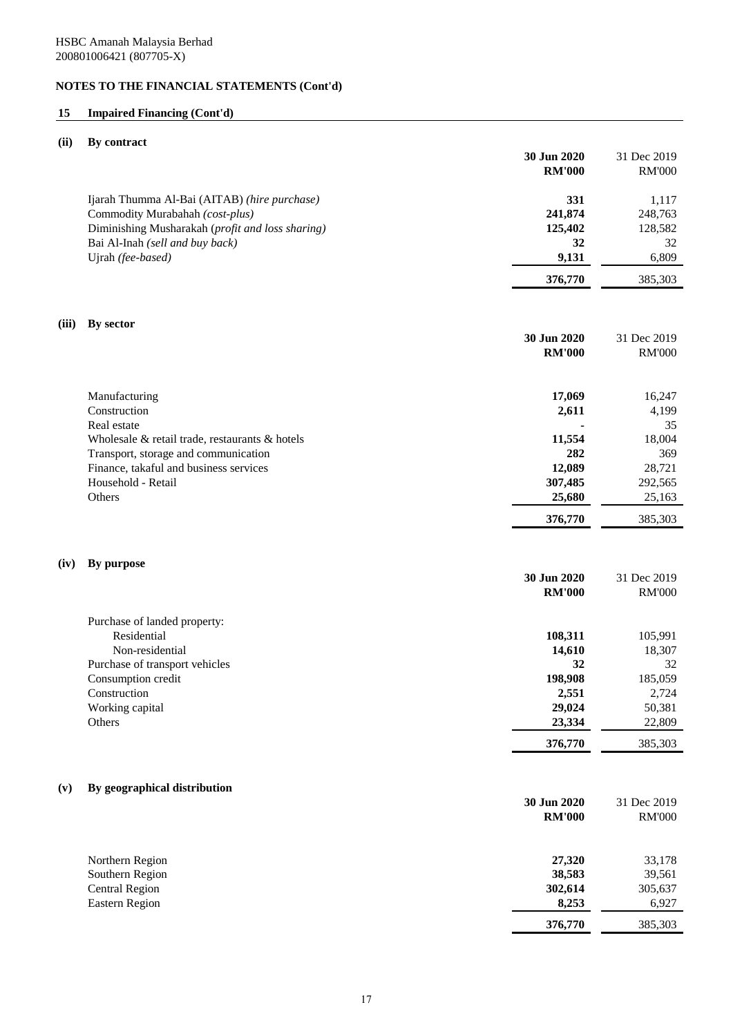HSBC Amanah Malaysia Berhad
200801006421 (807705-X)

## NOTES TO THE FINANCIAL STATEMENTS (Cont'd)

### 15 Impaired Financing (Cont'd)

#### (ii) By contract

| | 30 Jun 2020 RM'000 | 31 Dec 2019 RM'000 |
|---|---|---|
| Ijarah Thumma Al-Bai (AITAB) *(hire purchase)* | **331** | 1,117 |
| Commodity Murabahah *(cost-plus)* | **241,874** | 248,763 |
| Diminishing Musharakah (*profit and loss sharing)* | **125,402** | 128,582 |
| Bai Al-Inah *(sell and buy back)* | **32** | 32 |
| Ujrah *(fee-based)* | **9,131** | 6,809 |
| | **376,770** | 385,303 |

#### (iii) By sector

| | 30 Jun 2020 RM'000 | 31 Dec 2019 RM'000 |
|---|---|---|
| Manufacturing | **17,069** | 16,247 |
| Construction | **2,611** | 4,199 |
| Real estate | **-** | 35 |
| Wholesale & retail trade, restaurants & hotels | **11,554** | 18,004 |
| Transport, storage and communication | **282** | 369 |
| Finance, takaful and business services | **12,089** | 28,721 |
| Household - Retail | **307,485** | 292,565 |
| Others | **25,680** | 25,163 |
| | **376,770** | 385,303 |

#### (iv) By purpose

| | 30 Jun 2020 RM'000 | 31 Dec 2019 RM'000 |
|---|---|---|
| Purchase of landed property: | | |
| Residential | **108,311** | 105,991 |
| Non-residential | **14,610** | 18,307 |
| Purchase of transport vehicles | **32** | 32 |
| Consumption credit | **198,908** | 185,059 |
| Construction | **2,551** | 2,724 |
| Working capital | **29,024** | 50,381 |
| Others | **23,334** | 22,809 |
| | **376,770** | 385,303 |

#### (v) By geographical distribution

| | 30 Jun 2020 RM'000 | 31 Dec 2019 RM'000 |
|---|---|---|
| Northern Region | **27,320** | 33,178 |
| Southern Region | **38,583** | 39,561 |
| Central Region | **302,614** | 305,637 |
| Eastern Region | **8,253** | 6,927 |
| | **376,770** | 385,303 |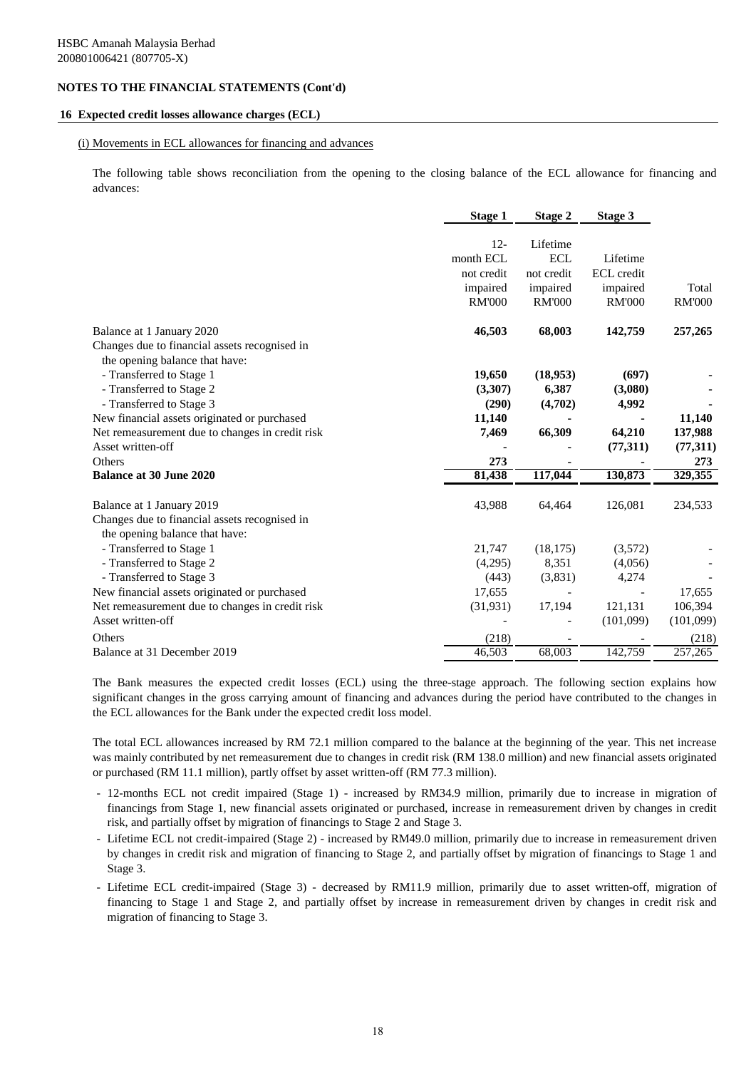HSBC Amanah Malaysia Berhad
200801006421 (807705-X)

**NOTES TO THE FINANCIAL STATEMENTS (Cont'd)**

**16 Expected credit losses allowance charges (ECL)**

(i) Movements in ECL allowances for financing and advances

The following table shows reconciliation from the opening to the closing balance of the ECL allowance for financing and advances:

| | Stage 1 | Stage 2 | Stage 3 | |
|---|---|---|---|---|
| | 12-month ECL not credit impaired RM'000 | Lifetime ECL not credit impaired RM'000 | Lifetime ECL credit impaired RM'000 | Total RM'000 |
| Balance at 1 January 2020 | **46,503** | **68,003** | **142,759** | **257,265** |
| Changes due to financial assets recognised in the opening balance that have: | | | | |
| - Transferred to Stage 1 | **19,650** | **(18,953)** | **(697)** | **-** |
| - Transferred to Stage 2 | **(3,307)** | **6,387** | **(3,080)** | **-** |
| - Transferred to Stage 3 | **(290)** | **(4,702)** | **4,992** | **-** |
| New financial assets originated or purchased | **11,140** | **-** | **-** | **11,140** |
| Net remeasurement due to changes in credit risk | **7,469** | **66,309** | **64,210** | **137,988** |
| Asset written-off | **-** | **-** | **(77,311)** | **(77,311)** |
| Others | **273** | **-** | **-** | **273** |
| **Balance at 30 June 2020** | **81,438** | **117,044** | **130,873** | **329,355** |
| | | | | |
| Balance at 1 January 2019 | 43,988 | 64,464 | 126,081 | 234,533 |
| Changes due to financial assets recognised in the opening balance that have: | | | | |
| - Transferred to Stage 1 | 21,747 | (18,175) | (3,572) | - |
| - Transferred to Stage 2 | (4,295) | 8,351 | (4,056) | - |
| - Transferred to Stage 3 | (443) | (3,831) | 4,274 | - |
| New financial assets originated or purchased | 17,655 | - | - | 17,655 |
| Net remeasurement due to changes in credit risk | (31,931) | 17,194 | 121,131 | 106,394 |
| Asset written-off | - | - | (101,099) | (101,099) |
| Others | (218) | - | - | (218) |
| Balance at 31 December 2019 | 46,503 | 68,003 | 142,759 | 257,265 |

The Bank measures the expected credit losses (ECL) using the three-stage approach. The following section explains how significant changes in the gross carrying amount of financing and advances during the period have contributed to the changes in the ECL allowances for the Bank under the expected credit loss model.

The total ECL allowances increased by RM 72.1 million compared to the balance at the beginning of the year. This net increase was mainly contributed by net remeasurement due to changes in credit risk (RM 138.0 million) and new financial assets originated or purchased (RM 11.1 million), partly offset by asset written-off (RM 77.3 million).

- 12-months ECL not credit impaired (Stage 1) - increased by RM34.9 million, primarily due to increase in migration of financings from Stage 1, new financial assets originated or purchased, increase in remeasurement driven by changes in credit risk, and partially offset by migration of financings to Stage 2 and Stage 3.
- Lifetime ECL not credit-impaired (Stage 2) - increased by RM49.0 million, primarily due to increase in remeasurement driven by changes in credit risk and migration of financing to Stage 2, and partially offset by migration of financings to Stage 1 and Stage 3.
- Lifetime ECL credit-impaired (Stage 3) - decreased by RM11.9 million, primarily due to asset written-off, migration of financing to Stage 1 and Stage 2, and partially offset by increase in remeasurement driven by changes in credit risk and migration of financing to Stage 3.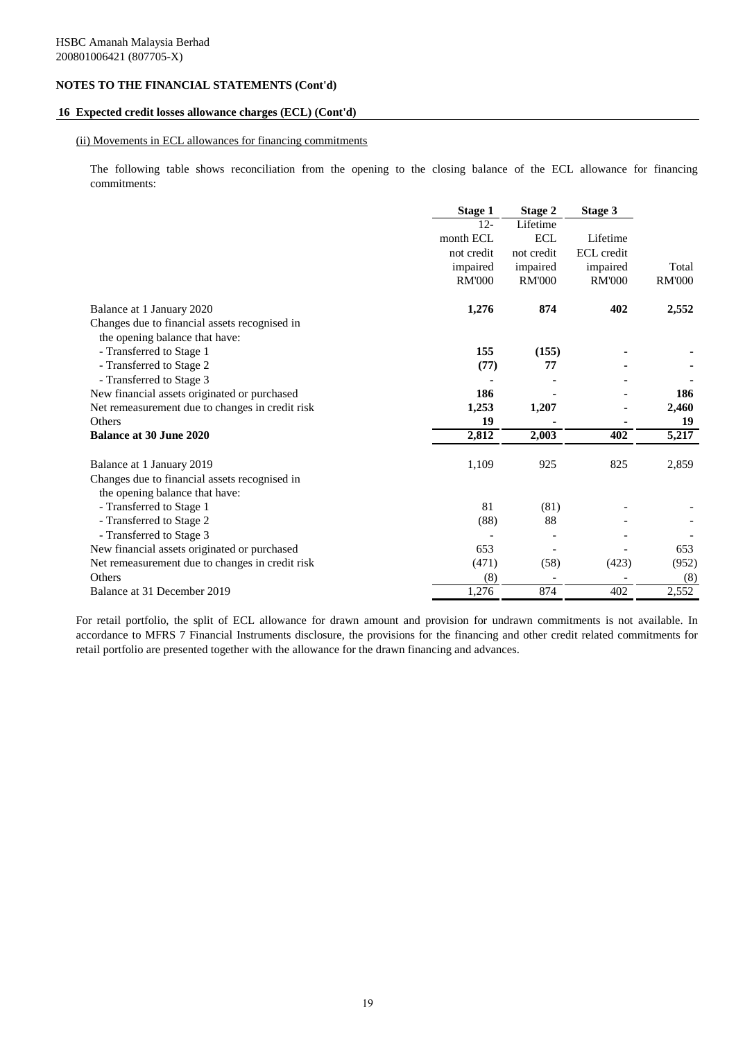HSBC Amanah Malaysia Berhad
200801006421 (807705-X)

## NOTES TO THE FINANCIAL STATEMENTS (Cont'd)

### 16 Expected credit losses allowance charges (ECL) (Cont'd)

(ii) Movements in ECL allowances for financing commitments

The following table shows reconciliation from the opening to the closing balance of the ECL allowance for financing commitments:

| | Stage 1 | Stage 2 | Stage 3 | |
|---|---|---|---|---|
| | 12-month ECL not credit impaired RM'000 | Lifetime ECL not credit impaired RM'000 | Lifetime ECL credit impaired RM'000 | Total RM'000 |
| Balance at 1 January 2020 | **1,276** | **874** | **402** | **2,552** |
| Changes due to financial assets recognised in the opening balance that have: | | | | |
| - Transferred to Stage 1 | **155** | **(155)** | **-** | **-** |
| - Transferred to Stage 2 | **(77)** | **77** | **-** | **-** |
| - Transferred to Stage 3 | **-** | **-** | **-** | **-** |
| New financial assets originated or purchased | **186** | **-** | **-** | **186** |
| Net remeasurement due to changes in credit risk | **1,253** | **1,207** | **-** | **2,460** |
| Others | **19** | **-** | **-** | **19** |
| **Balance at 30 June 2020** | **2,812** | **2,003** | **402** | **5,217** |
| | | | | |
| Balance at 1 January 2019 | 1,109 | 925 | 825 | 2,859 |
| Changes due to financial assets recognised in the opening balance that have: | | | | |
| - Transferred to Stage 1 | 81 | (81) | - | - |
| - Transferred to Stage 2 | (88) | 88 | - | - |
| - Transferred to Stage 3 | - | - | - | - |
| New financial assets originated or purchased | 653 | - | - | 653 |
| Net remeasurement due to changes in credit risk | (471) | (58) | (423) | (952) |
| Others | (8) | - | - | (8) |
| Balance at 31 December 2019 | 1,276 | 874 | 402 | 2,552 |

For retail portfolio, the split of ECL allowance for drawn amount and provision for undrawn commitments is not available. In accordance to MFRS 7 Financial Instruments disclosure, the provisions for the financing and other credit related commitments for retail portfolio are presented together with the allowance for the drawn financing and advances.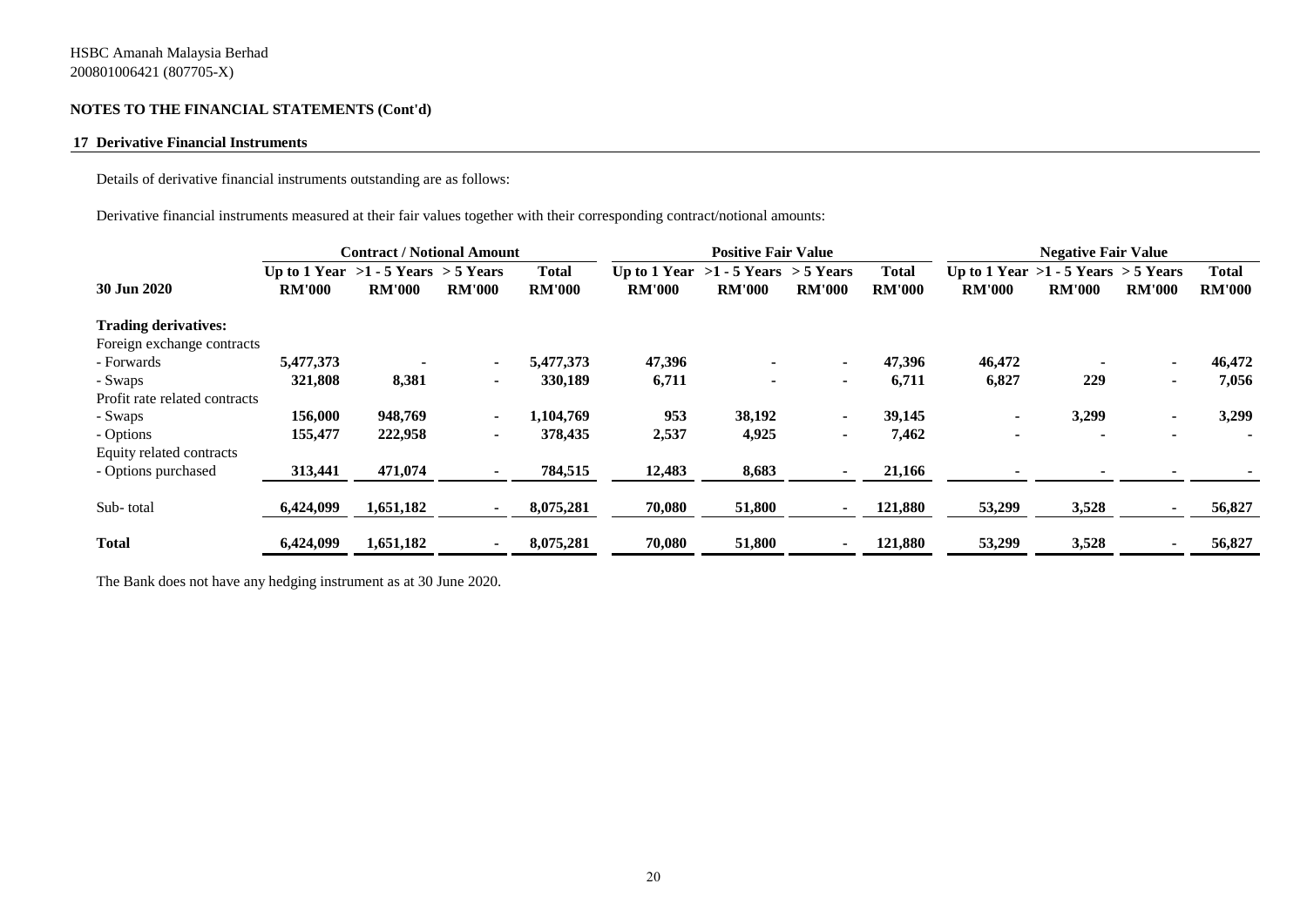HSBC Amanah Malaysia Berhad
200801006421 (807705-X)

**NOTES TO THE FINANCIAL STATEMENTS (Cont'd)**

## 17 Derivative Financial Instruments

Details of derivative financial instruments outstanding are as follows:

Derivative financial instruments measured at their fair values together with their corresponding contract/notional amounts:

| | Contract / Notional Amount | | | | Positive Fair Value | | | | Negative Fair Value | | | |
|---|---|---|---|---|---|---|---|---|---|---|---|---|
| **30 Jun 2020** | **Up to 1 Year RM'000** | **>1 - 5 Years RM'000** | **> 5 Years RM'000** | **Total RM'000** | **Up to 1 Year RM'000** | **>1 - 5 Years RM'000** | **> 5 Years RM'000** | **Total RM'000** | **Up to 1 Year RM'000** | **>1 - 5 Years RM'000** | **> 5 Years RM'000** | **Total RM'000** |
| **Trading derivatives:** | | | | | | | | | | | | |
| Foreign exchange contracts | | | | | | | | | | | | |
| - Forwards | **5,477,373** | **-** | **-** | **5,477,373** | **47,396** | **-** | **-** | **47,396** | **46,472** | **-** | **-** | **46,472** |
| - Swaps | **321,808** | **8,381** | **-** | **330,189** | **6,711** | **-** | **-** | **6,711** | **6,827** | **229** | **-** | **7,056** |
| Profit rate related contracts | | | | | | | | | | | | |
| - Swaps | **156,000** | **948,769** | **-** | **1,104,769** | **953** | **38,192** | **-** | **39,145** | **-** | **3,299** | **-** | **3,299** |
| - Options | **155,477** | **222,958** | **-** | **378,435** | **2,537** | **4,925** | **-** | **7,462** | **-** | **-** | **-** | **-** |
| Equity related contracts | | | | | | | | | | | | |
| - Options purchased | **313,441** | **471,074** | **-** | **784,515** | **12,483** | **8,683** | **-** | **21,166** | **-** | **-** | **-** | **-** |
| Sub- total | **6,424,099** | **1,651,182** | **-** | **8,075,281** | **70,080** | **51,800** | **-** | **121,880** | **53,299** | **3,528** | **-** | **56,827** |
| **Total** | **6,424,099** | **1,651,182** | **-** | **8,075,281** | **70,080** | **51,800** | **-** | **121,880** | **53,299** | **3,528** | **-** | **56,827** |

The Bank does not have any hedging instrument as at 30 June 2020.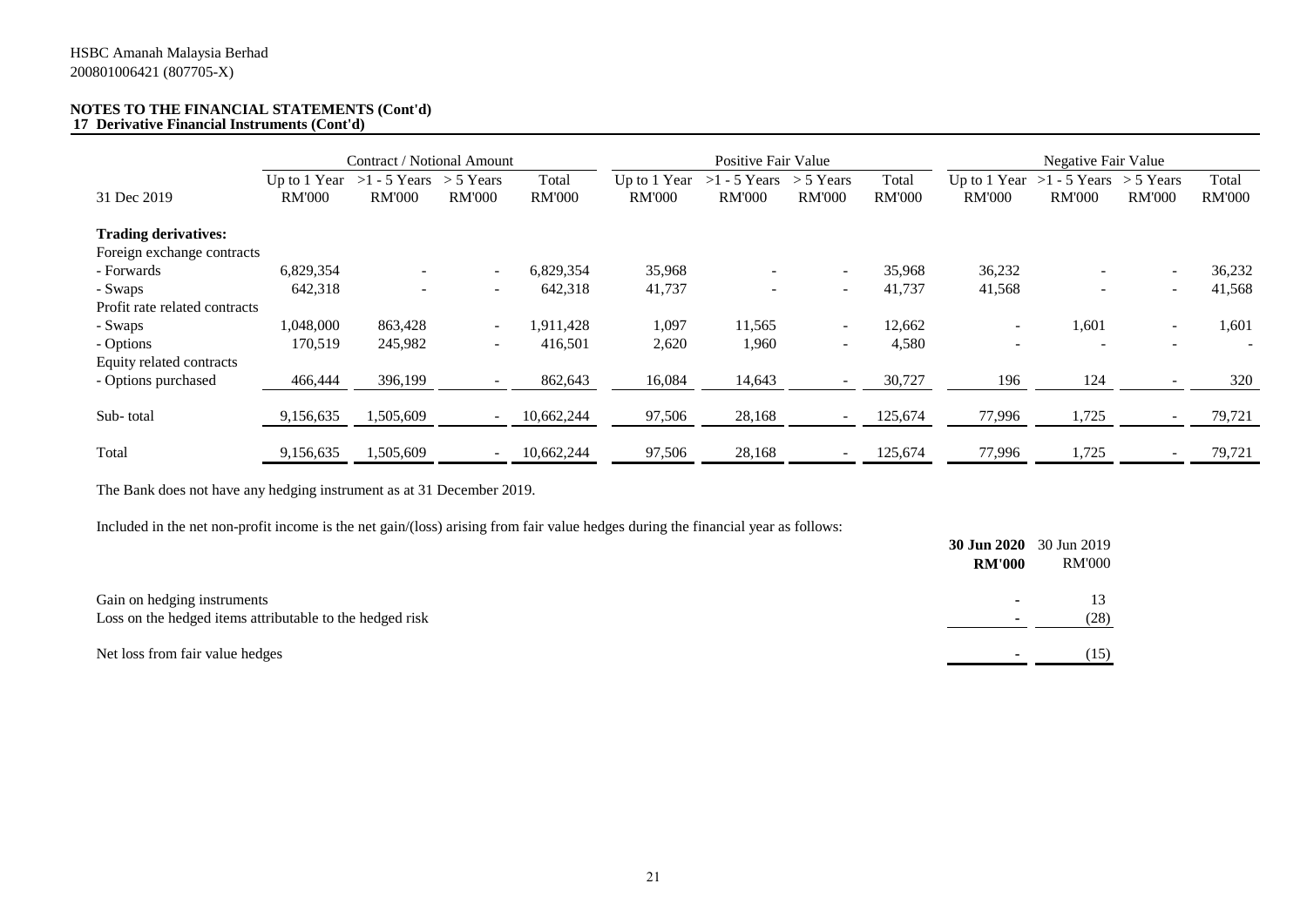HSBC Amanah Malaysia Berhad
200801006421 (807705-X)

**NOTES TO THE FINANCIAL STATEMENTS (Cont'd)**
**17 Derivative Financial Instruments (Cont'd)**

| 31 Dec 2019 | Contract / Notional Amount | | | | Positive Fair Value | | | | Negative Fair Value | | | |
|---|---|---|---|---|---|---|---|---|---|---|---|---|
| | Up to 1 Year RM'000 | >1 - 5 Years RM'000 | > 5 Years RM'000 | Total RM'000 | Up to 1 Year RM'000 | >1 - 5 Years RM'000 | > 5 Years RM'000 | Total RM'000 | Up to 1 Year RM'000 | >1 - 5 Years RM'000 | > 5 Years RM'000 | Total RM'000 |
| **Trading derivatives:** | | | | | | | | | | | | |
| Foreign exchange contracts | | | | | | | | | | | | |
| - Forwards | 6,829,354 | - | - | 6,829,354 | 35,968 | - | - | 35,968 | 36,232 | - | - | 36,232 |
| - Swaps | 642,318 | - | - | 642,318 | 41,737 | - | - | 41,737 | 41,568 | - | - | 41,568 |
| Profit rate related contracts | | | | | | | | | | | | |
| - Swaps | 1,048,000 | 863,428 | - | 1,911,428 | 1,097 | 11,565 | - | 12,662 | - | 1,601 | - | 1,601 |
| - Options | 170,519 | 245,982 | - | 416,501 | 2,620 | 1,960 | - | 4,580 | - | - | - | - |
| Equity related contracts | | | | | | | | | | | | |
| - Options purchased | 466,444 | 396,199 | - | 862,643 | 16,084 | 14,643 | - | 30,727 | 196 | 124 | - | 320 |
| Sub- total | 9,156,635 | 1,505,609 | - | 10,662,244 | 97,506 | 28,168 | - | 125,674 | 77,996 | 1,725 | - | 79,721 |
| Total | 9,156,635 | 1,505,609 | - | 10,662,244 | 97,506 | 28,168 | - | 125,674 | 77,996 | 1,725 | - | 79,721 |

The Bank does not have any hedging instrument as at 31 December 2019.

Included in the net non-profit income is the net gain/(loss) arising from fair value hedges during the financial year as follows:

| | **30 Jun 2020 RM'000** | 30 Jun 2019 RM'000 |
|---|---|---|
| Gain on hedging instruments | - | 13 |
| Loss on the hedged items attributable to the hedged risk | - | (28) |
| Net loss from fair value hedges | - | (15) |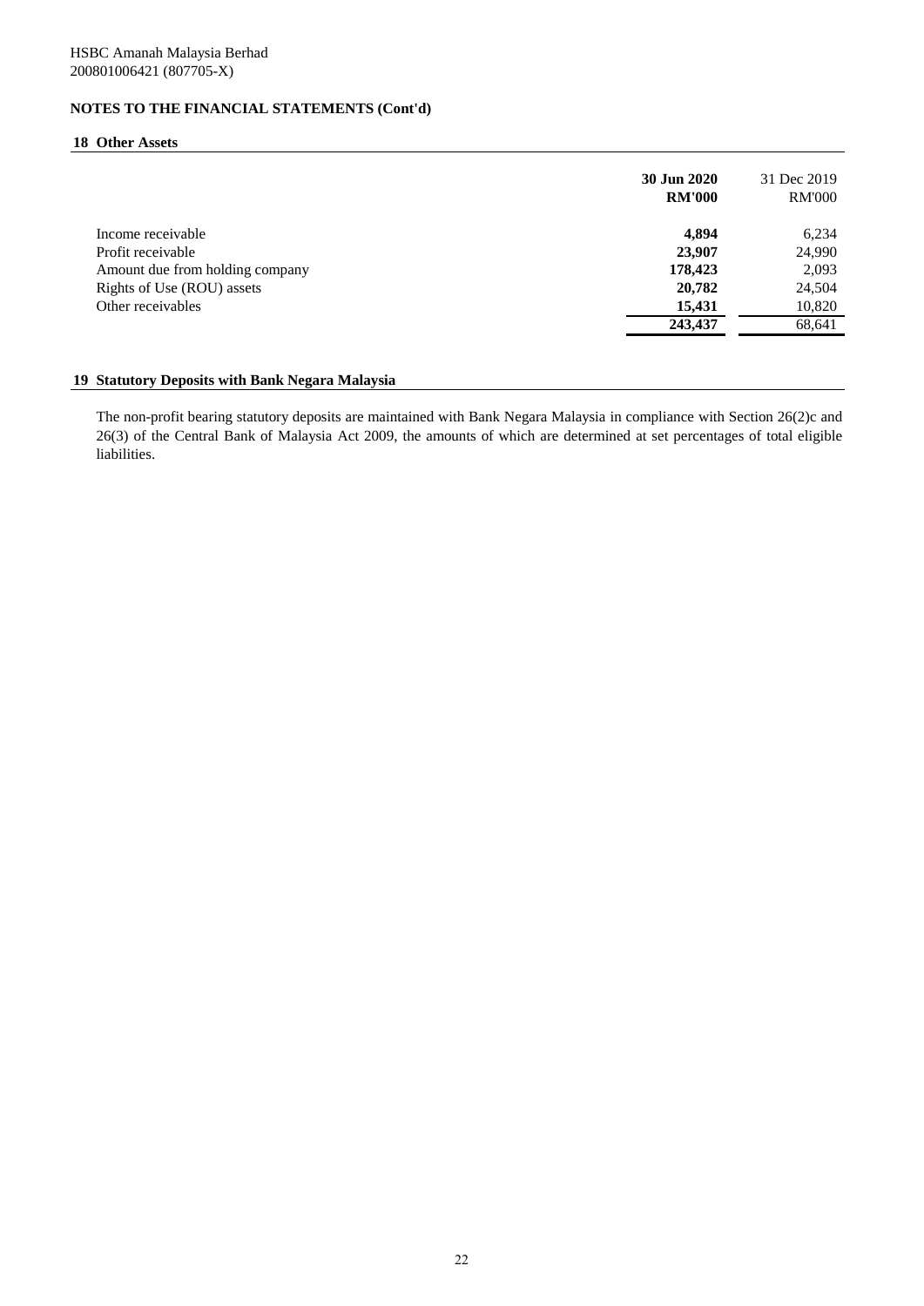HSBC Amanah Malaysia Berhad
200801006421 (807705-X)

**NOTES TO THE FINANCIAL STATEMENTS (Cont'd)**

## 18 Other Assets

| | **30 Jun 2020** | 31 Dec 2019 |
|---|---|---|
| | **RM'000** | RM'000 |
| Income receivable | **4,894** | 6,234 |
| Profit receivable | **23,907** | 24,990 |
| Amount due from holding company | **178,423** | 2,093 |
| Rights of Use (ROU) assets | **20,782** | 24,504 |
| Other receivables | **15,431** | 10,820 |
| | **243,437** | 68,641 |

## 19 Statutory Deposits with Bank Negara Malaysia

The non-profit bearing statutory deposits are maintained with Bank Negara Malaysia in compliance with Section 26(2)c and 26(3) of the Central Bank of Malaysia Act 2009, the amounts of which are determined at set percentages of total eligible liabilities.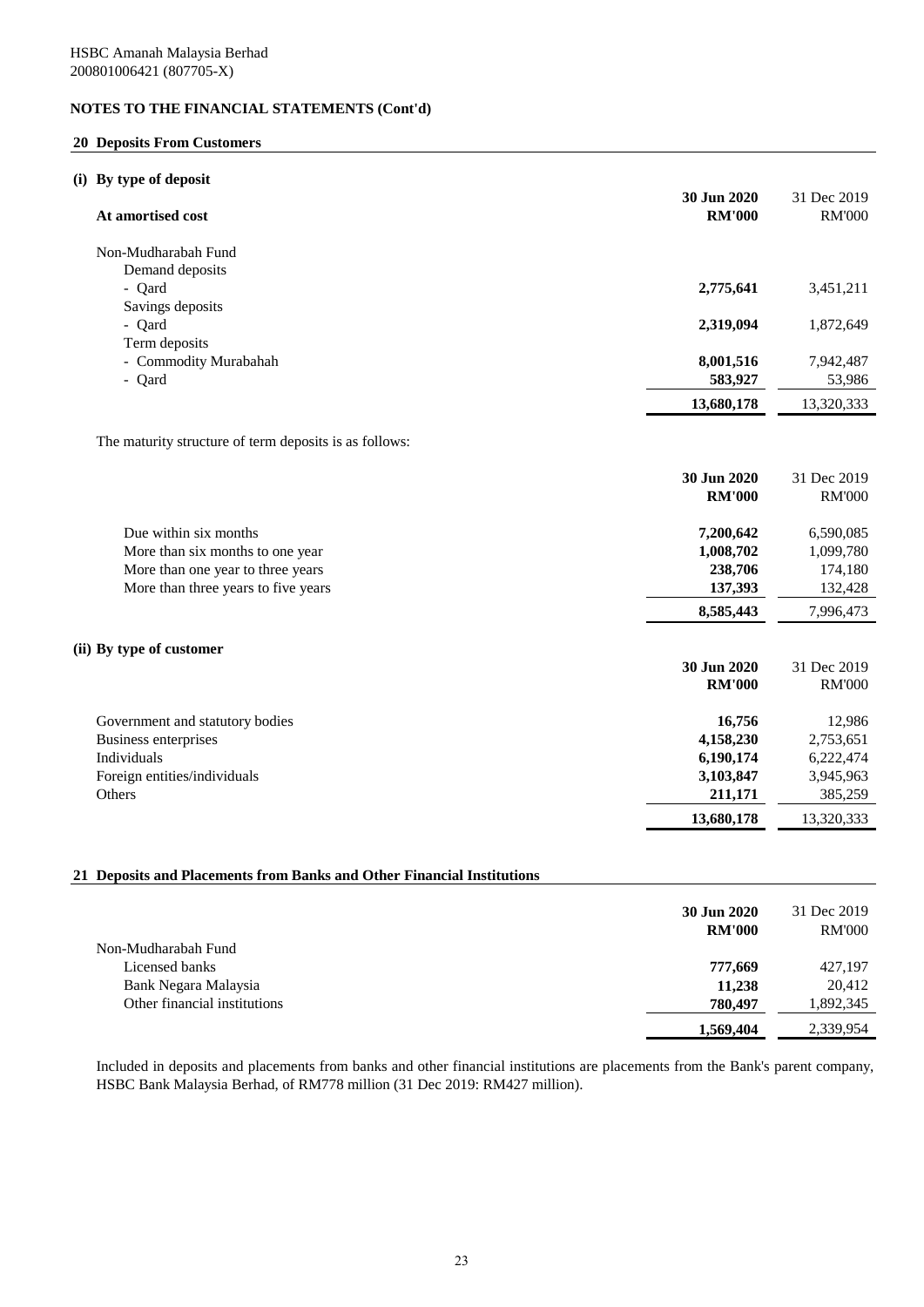HSBC Amanah Malaysia Berhad
200801006421 (807705-X)

**NOTES TO THE FINANCIAL STATEMENTS (Cont'd)**

## 20 Deposits From Customers

### (i) By type of deposit

| At amortised cost | 30 Jun 2020 RM'000 | 31 Dec 2019 RM'000 |
|---|---|---|
| Non-Mudharabah Fund | | |
| Demand deposits | | |
| - Qard | **2,775,641** | 3,451,211 |
| Savings deposits | | |
| - Qard | **2,319,094** | 1,872,649 |
| Term deposits | | |
| - Commodity Murabahah | **8,001,516** | 7,942,487 |
| - Qard | **583,927** | 53,986 |
| | **13,680,178** | 13,320,333 |

The maturity structure of term deposits is as follows:

| | 30 Jun 2020 RM'000 | 31 Dec 2019 RM'000 |
|---|---|---|
| Due within six months | **7,200,642** | 6,590,085 |
| More than six months to one year | **1,008,702** | 1,099,780 |
| More than one year to three years | **238,706** | 174,180 |
| More than three years to five years | **137,393** | 132,428 |
| | **8,585,443** | 7,996,473 |

### (ii) By type of customer

| | 30 Jun 2020 RM'000 | 31 Dec 2019 RM'000 |
|---|---|---|
| Government and statutory bodies | **16,756** | 12,986 |
| Business enterprises | **4,158,230** | 2,753,651 |
| Individuals | **6,190,174** | 6,222,474 |
| Foreign entities/individuals | **3,103,847** | 3,945,963 |
| Others | **211,171** | 385,259 |
| | **13,680,178** | 13,320,333 |

## 21 Deposits and Placements from Banks and Other Financial Institutions

| | 30 Jun 2020 RM'000 | 31 Dec 2019 RM'000 |
|---|---|---|
| Non-Mudharabah Fund | | |
| Licensed banks | **777,669** | 427,197 |
| Bank Negara Malaysia | **11,238** | 20,412 |
| Other financial institutions | **780,497** | 1,892,345 |
| | **1,569,404** | 2,339,954 |

Included in deposits and placements from banks and other financial institutions are placements from the Bank's parent company, HSBC Bank Malaysia Berhad, of RM778 million (31 Dec 2019: RM427 million).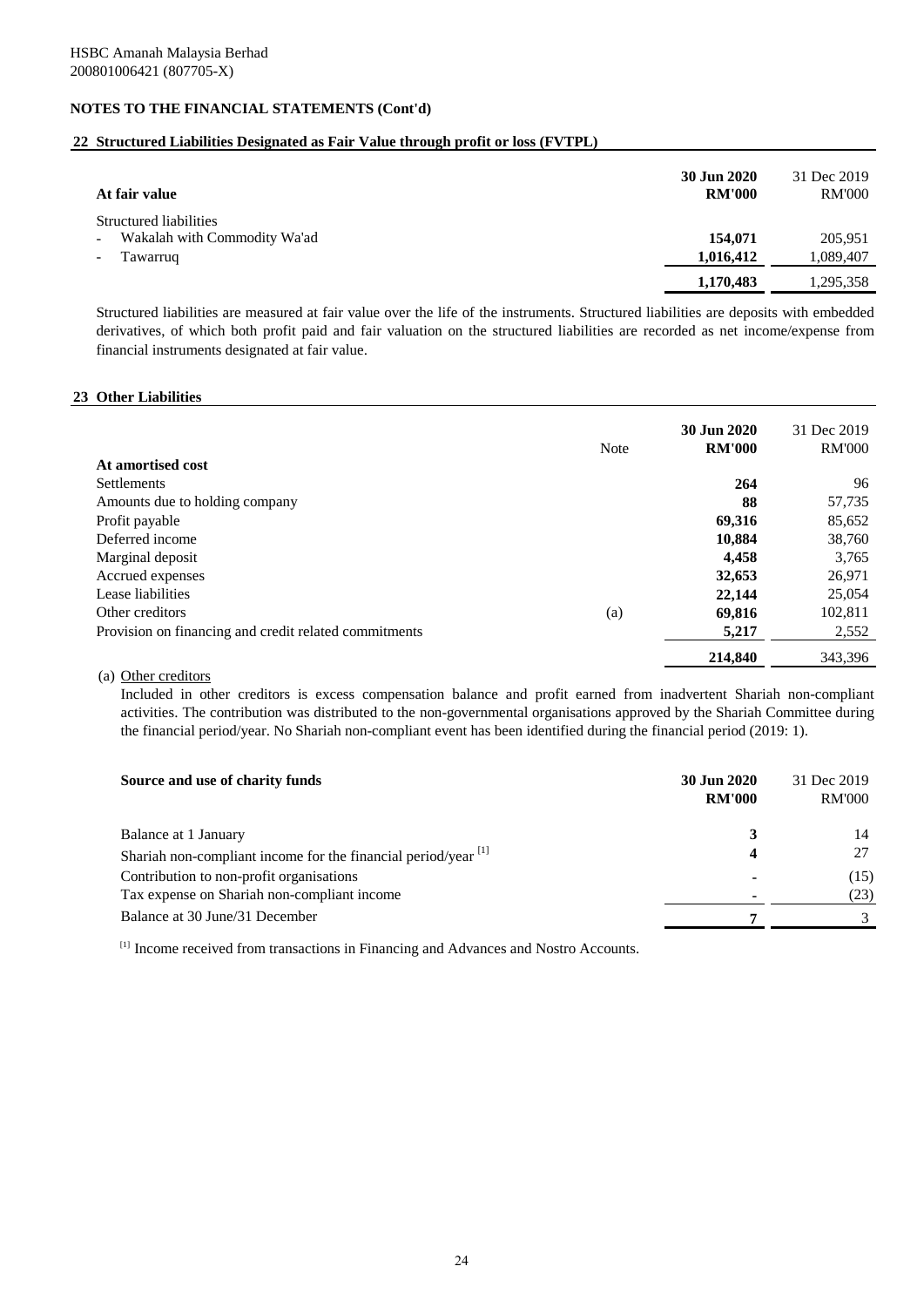HSBC Amanah Malaysia Berhad
200801006421 (807705-X)

## NOTES TO THE FINANCIAL STATEMENTS (Cont'd)

### 22 Structured Liabilities Designated as Fair Value through profit or loss (FVTPL)

| At fair value | **30 Jun 2020 RM'000** | 31 Dec 2019 RM'000 |
|---|---|---|
| Structured liabilities | | |
| - Wakalah with Commodity Wa'ad | **154,071** | 205,951 |
| - Tawarruq | **1,016,412** | 1,089,407 |
| | **1,170,483** | 1,295,358 |

Structured liabilities are measured at fair value over the life of the instruments. Structured liabilities are deposits with embedded derivatives, of which both profit paid and fair valuation on the structured liabilities are recorded as net income/expense from financial instruments designated at fair value.

### 23 Other Liabilities

| | Note | **30 Jun 2020 RM'000** | 31 Dec 2019 RM'000 |
|---|---|---|---|
| **At amortised cost** | | | |
| Settlements | | **264** | 96 |
| Amounts due to holding company | | **88** | 57,735 |
| Profit payable | | **69,316** | 85,652 |
| Deferred income | | **10,884** | 38,760 |
| Marginal deposit | | **4,458** | 3,765 |
| Accrued expenses | | **32,653** | 26,971 |
| Lease liabilities | | **22,144** | 25,054 |
| Other creditors | (a) | **69,816** | 102,811 |
| Provision on financing and credit related commitments | | **5,217** | 2,552 |
| | | **214,840** | 343,396 |

(a) Other creditors

Included in other creditors is excess compensation balance and profit earned from inadvertent Shariah non-compliant activities. The contribution was distributed to the non-governmental organisations approved by the Shariah Committee during the financial period/year. No Shariah non-compliant event has been identified during the financial period (2019: 1).

| **Source and use of charity funds** | **30 Jun 2020 RM'000** | 31 Dec 2019 RM'000 |
|---|---|---|
| Balance at 1 January | **3** | 14 |
| Shariah non-compliant income for the financial period/year [1] | **4** | 27 |
| Contribution to non-profit organisations | **-** | (15) |
| Tax expense on Shariah non-compliant income | **-** | (23) |
| Balance at 30 June/31 December | **7** | 3 |

[1] Income received from transactions in Financing and Advances and Nostro Accounts.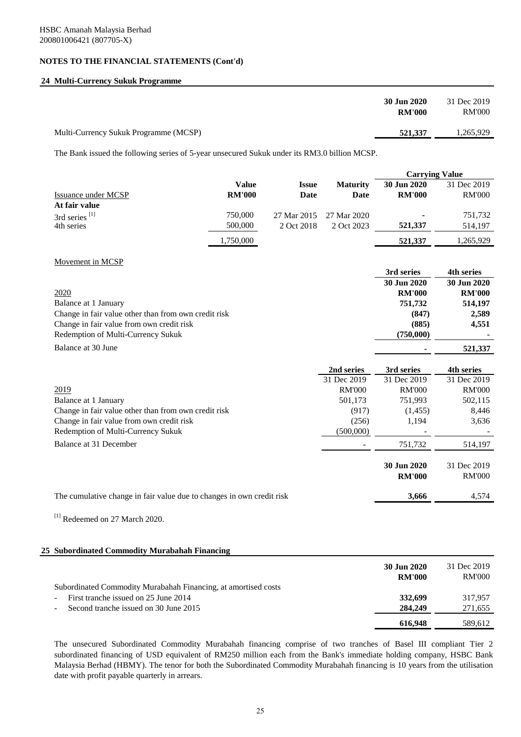HSBC Amanah Malaysia Berhad
200801006421 (807705-X)

## NOTES TO THE FINANCIAL STATEMENTS (Cont'd)

### 24 Multi-Currency Sukuk Programme

| | 30 Jun 2020 RM'000 | 31 Dec 2019 RM'000 |
|---|---|---|
| Multi-Currency Sukuk Programme (MCSP) | **521,337** | 1,265,929 |

The Bank issued the following series of 5-year unsecured Sukuk under its RM3.0 billion MCSP.

| | | | | Carrying Value | |
|---|---|---|---|---|---|
| Issuance under MCSP | Value RM'000 | Issue Date | Maturity Date | 30 Jun 2020 RM'000 | 31 Dec 2019 RM'000 |
| **At fair value** | | | | | |
| 3rd series [1] | 750,000 | 27 Mar 2015 | 27 Mar 2020 | - | 751,732 |
| 4th series | 500,000 | 2 Oct 2018 | 2 Oct 2023 | **521,337** | 514,197 |
| | 1,750,000 | | | **521,337** | 1,265,929 |

Movement in MCSP

| | 3rd series 30 Jun 2020 RM'000 | 4th series 30 Jun 2020 RM'000 |
|---|---|---|
| 2020 | | |
| Balance at 1 January | **751,732** | **514,197** |
| Change in fair value other than from own credit risk | **(847)** | **2,589** |
| Change in fair value from own credit risk | **(885)** | **4,551** |
| Redemption of Multi-Currency Sukuk | **(750,000)** | **-** |
| Balance at 30 June | **-** | **521,337** |

| | 2nd series 31 Dec 2019 RM'000 | 3rd series 31 Dec 2019 RM'000 | 4th series 31 Dec 2019 RM'000 |
|---|---|---|---|
| 2019 | | | |
| Balance at 1 January | 501,173 | 751,993 | 502,115 |
| Change in fair value other than from own credit risk | (917) | (1,455) | 8,446 |
| Change in fair value from own credit risk | (256) | 1,194 | 3,636 |
| Redemption of Multi-Currency Sukuk | (500,000) | - | - |
| Balance at 31 December | - | 751,732 | 514,197 |

| | 30 Jun 2020 RM'000 | 31 Dec 2019 RM'000 |
|---|---|---|
| The cumulative change in fair value due to changes in own credit risk | **3,666** | 4,574 |

[1] Redeemed on 27 March 2020.

### 25 Subordinated Commodity Murabahah Financing

| | 30 Jun 2020 RM'000 | 31 Dec 2019 RM'000 |
|---|---|---|
| Subordinated Commodity Murabahah Financing, at amortised costs | | |
| - First tranche issued on 25 June 2014 | **332,699** | 317,957 |
| - Second tranche issued on 30 June 2015 | **284,249** | 271,655 |
| | **616,948** | 589,612 |

The unsecured Subordinated Commodity Murabahah financing comprise of two tranches of Basel III compliant Tier 2 subordinated financing of USD equivalent of RM250 million each from the Bank's immediate holding company, HSBC Bank Malaysia Berhad (HBMY). The tenor for both the Subordinated Commodity Murabahah financing is 10 years from the utilisation date with profit payable quarterly in arrears.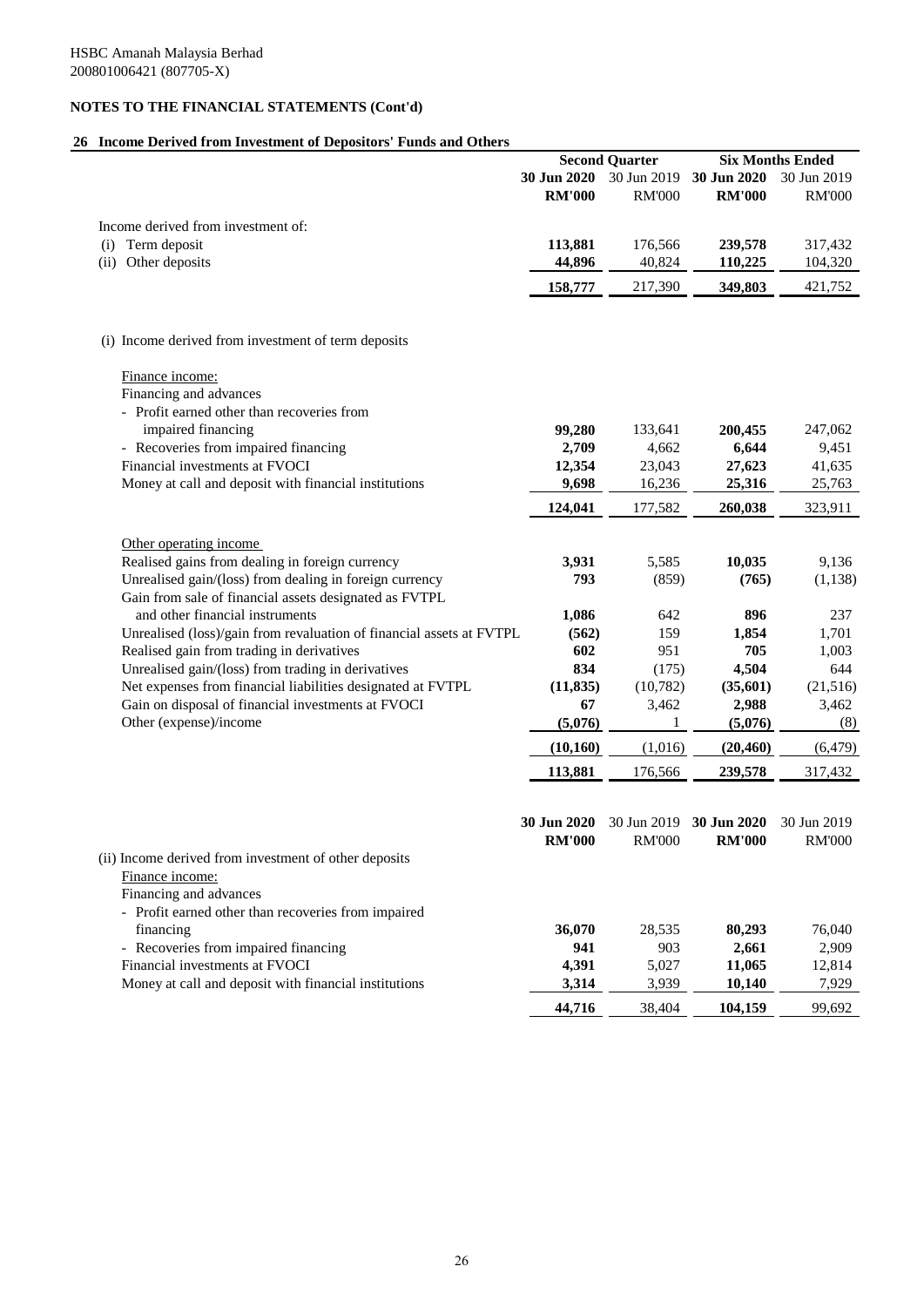HSBC Amanah Malaysia Berhad
200801006421 (807705-X)

## NOTES TO THE FINANCIAL STATEMENTS (Cont'd)

### 26 Income Derived from Investment of Depositors' Funds and Others

| | Second Quarter | | Six Months Ended | |
|---|---|---|---|---|
| | **30 Jun 2020** | 30 Jun 2019 | **30 Jun 2020** | 30 Jun 2019 |
| | **RM'000** | RM'000 | **RM'000** | RM'000 |
| Income derived from investment of: | | | | |
| (i) Term deposit | **113,881** | 176,566 | **239,578** | 317,432 |
| (ii) Other deposits | **44,896** | 40,824 | **110,225** | 104,320 |
| | **158,777** | 217,390 | **349,803** | 421,752 |

(i) Income derived from investment of term deposits

| | **30 Jun 2020** | 30 Jun 2019 | **30 Jun 2020** | 30 Jun 2019 |
|---|---|---|---|---|
| | **RM'000** | RM'000 | **RM'000** | RM'000 |
| Finance income: | | | | |
| Financing and advances | | | | |
| - Profit earned other than recoveries from impaired financing | **99,280** | 133,641 | **200,455** | 247,062 |
| - Recoveries from impaired financing | **2,709** | 4,662 | **6,644** | 9,451 |
| Financial investments at FVOCI | **12,354** | 23,043 | **27,623** | 41,635 |
| Money at call and deposit with financial institutions | **9,698** | 16,236 | **25,316** | 25,763 |
| | **124,041** | 177,582 | **260,038** | 323,911 |
| Other operating income | | | | |
| Realised gains from dealing in foreign currency | **3,931** | 5,585 | **10,035** | 9,136 |
| Unrealised gain/(loss) from dealing in foreign currency | **793** | (859) | **(765)** | (1,138) |
| Gain from sale of financial assets designated as FVTPL and other financial instruments | **1,086** | 642 | **896** | 237 |
| Unrealised (loss)/gain from revaluation of financial assets at FVTPL | **(562)** | 159 | **1,854** | 1,701 |
| Realised gain from trading in derivatives | **602** | 951 | **705** | 1,003 |
| Unrealised gain/(loss) from trading in derivatives | **834** | (175) | **4,504** | 644 |
| Net expenses from financial liabilities designated at FVTPL | **(11,835)** | (10,782) | **(35,601)** | (21,516) |
| Gain on disposal of financial investments at FVOCI | **67** | 3,462 | **2,988** | 3,462 |
| Other (expense)/income | **(5,076)** | 1 | **(5,076)** | (8) |
| | **(10,160)** | (1,016) | **(20,460)** | (6,479) |
| | **113,881** | 176,566 | **239,578** | 317,432 |

(ii) Income derived from investment of other deposits

| | **30 Jun 2020** | 30 Jun 2019 | **30 Jun 2020** | 30 Jun 2019 |
|---|---|---|---|---|
| | **RM'000** | RM'000 | **RM'000** | RM'000 |
| Finance income: | | | | |
| Financing and advances | | | | |
| - Profit earned other than recoveries from impaired financing | **36,070** | 28,535 | **80,293** | 76,040 |
| - Recoveries from impaired financing | **941** | 903 | **2,661** | 2,909 |
| Financial investments at FVOCI | **4,391** | 5,027 | **11,065** | 12,814 |
| Money at call and deposit with financial institutions | **3,314** | 3,939 | **10,140** | 7,929 |
| | **44,716** | 38,404 | **104,159** | 99,692 |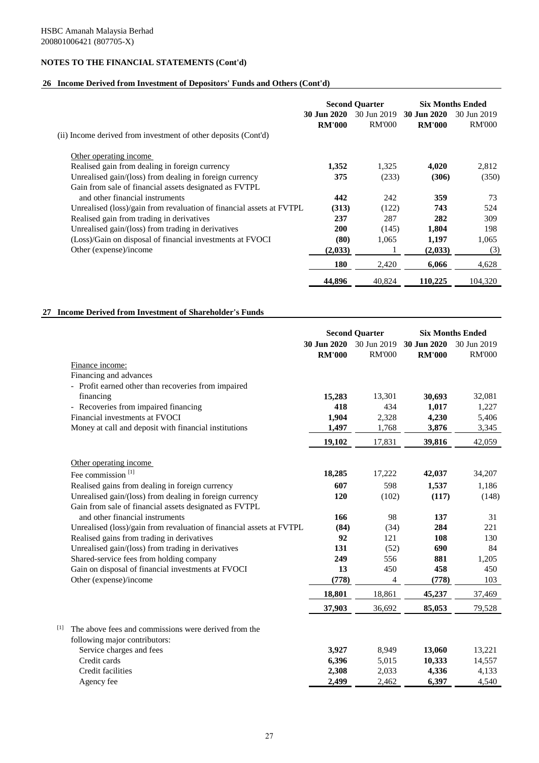HSBC Amanah Malaysia Berhad
200801006421 (807705-X)

## NOTES TO THE FINANCIAL STATEMENTS (Cont'd)

### 26 Income Derived from Investment of Depositors' Funds and Others (Cont'd)

| | Second Quarter | | Six Months Ended | |
|---|---|---|---|---|
| | **30 Jun 2020** | 30 Jun 2019 | **30 Jun 2020** | 30 Jun 2019 |
| | **RM'000** | RM'000 | **RM'000** | RM'000 |
| (ii) Income derived from investment of other deposits (Cont'd) | | | | |
| Other operating income | | | | |
| Realised gain from dealing in foreign currency | **1,352** | 1,325 | **4,020** | 2,812 |
| Unrealised gain/(loss) from dealing in foreign currency | **375** | (233) | **(306)** | (350) |
| Gain from sale of financial assets designated as FVTPL and other financial instruments | **442** | 242 | **359** | 73 |
| Unrealised (loss)/gain from revaluation of financial assets at FVTPL | **(313)** | (122) | **743** | 524 |
| Realised gain from trading in derivatives | **237** | 287 | **282** | 309 |
| Unrealised gain/(loss) from trading in derivatives | **200** | (145) | **1,804** | 198 |
| (Loss)/Gain on disposal of financial investments at FVOCI | **(80)** | 1,065 | **1,197** | 1,065 |
| Other (expense)/income | **(2,033)** | 1 | **(2,033)** | (3) |
| | **180** | 2,420 | **6,066** | 4,628 |
| | **44,896** | 40,824 | **110,225** | 104,320 |

### 27 Income Derived from Investment of Shareholder's Funds

| | Second Quarter | | Six Months Ended | |
|---|---|---|---|---|
| | **30 Jun 2020** | 30 Jun 2019 | **30 Jun 2020** | 30 Jun 2019 |
| | **RM'000** | RM'000 | **RM'000** | RM'000 |
| Finance income: | | | | |
| Financing and advances | | | | |
| - Profit earned other than recoveries from impaired financing | **15,283** | 13,301 | **30,693** | 32,081 |
| - Recoveries from impaired financing | **418** | 434 | **1,017** | 1,227 |
| Financial investments at FVOCI | **1,904** | 2,328 | **4,230** | 5,406 |
| Money at call and deposit with financial institutions | **1,497** | 1,768 | **3,876** | 3,345 |
| | **19,102** | 17,831 | **39,816** | 42,059 |
| Other operating income | | | | |
| Fee commission [1] | **18,285** | 17,222 | **42,037** | 34,207 |
| Realised gains from dealing in foreign currency | **607** | 598 | **1,537** | 1,186 |
| Unrealised gain/(loss) from dealing in foreign currency | **120** | (102) | **(117)** | (148) |
| Gain from sale of financial assets designated as FVTPL and other financial instruments | **166** | 98 | **137** | 31 |
| Unrealised (loss)/gain from revaluation of financial assets at FVTPL | **(84)** | (34) | **284** | 221 |
| Realised gains from trading in derivatives | **92** | 121 | **108** | 130 |
| Unrealised gain/(loss) from trading in derivatives | **131** | (52) | **690** | 84 |
| Shared-service fees from holding company | **249** | 556 | **881** | 1,205 |
| Gain on disposal of financial investments at FVOCI | **13** | 450 | **458** | 450 |
| Other (expense)/income | **(778)** | 4 | **(778)** | 103 |
| | **18,801** | 18,861 | **45,237** | 37,469 |
| | **37,903** | 36,692 | **85,053** | 79,528 |

| | | | | |
|---|---|---|---|---|
| [1] The above fees and commissions were derived from the following major contributors: | | | | |
| Service charges and fees | **3,927** | 8,949 | **13,060** | 13,221 |
| Credit cards | **6,396** | 5,015 | **10,333** | 14,557 |
| Credit facilities | **2,308** | 2,033 | **4,336** | 4,133 |
| Agency fee | **2,499** | 2,462 | **6,397** | 4,540 |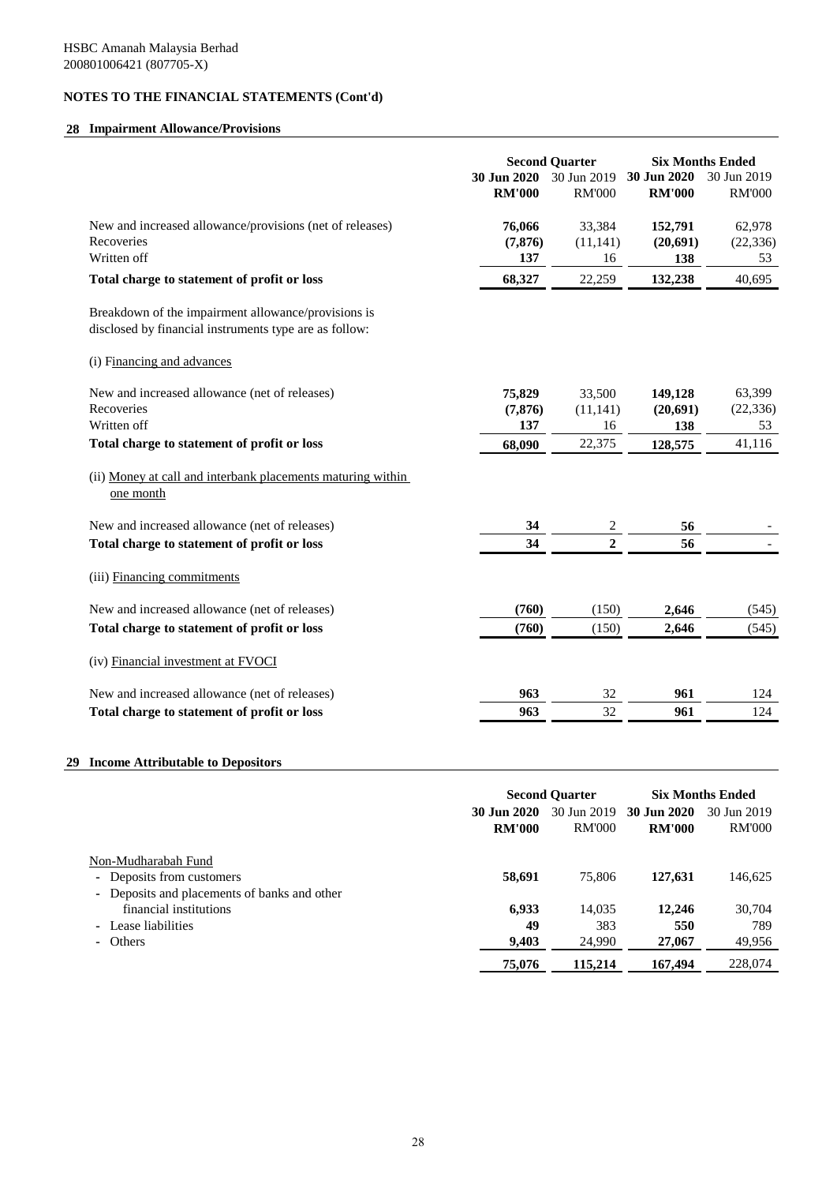HSBC Amanah Malaysia Berhad
200801006421 (807705-X)

## NOTES TO THE FINANCIAL STATEMENTS (Cont'd)

### 28 Impairment Allowance/Provisions

| | Second Quarter | | Six Months Ended | |
|---|---|---|---|---|
| | **30 Jun 2020** | 30 Jun 2019 | **30 Jun 2020** | 30 Jun 2019 |
| | **RM'000** | RM'000 | **RM'000** | RM'000 |
| New and increased allowance/provisions (net of releases) | **76,066** | 33,384 | **152,791** | 62,978 |
| Recoveries | **(7,876)** | (11,141) | **(20,691)** | (22,336) |
| Written off | **137** | 16 | **138** | 53 |
| **Total charge to statement of profit or loss** | **68,327** | 22,259 | **132,238** | 40,695 |
| Breakdown of the impairment allowance/provisions is disclosed by financial instruments type are as follow: | | | | |
| (i) Financing and advances | | | | |
| New and increased allowance (net of releases) | **75,829** | 33,500 | **149,128** | 63,399 |
| Recoveries | **(7,876)** | (11,141) | **(20,691)** | (22,336) |
| Written off | **137** | 16 | **138** | 53 |
| **Total charge to statement of profit or loss** | **68,090** | 22,375 | **128,575** | 41,116 |
| (ii) Money at call and interbank placements maturing within one month | | | | |
| New and increased allowance (net of releases) | **34** | 2 | **56** | - |
| **Total charge to statement of profit or loss** | **34** | **2** | **56** | - |
| (iii) Financing commitments | | | | |
| New and increased allowance (net of releases) | **(760)** | (150) | **2,646** | (545) |
| **Total charge to statement of profit or loss** | **(760)** | (150) | **2,646** | (545) |
| (iv) Financial investment at FVOCI | | | | |
| New and increased allowance (net of releases) | **963** | 32 | **961** | 124 |
| **Total charge to statement of profit or loss** | **963** | 32 | **961** | 124 |

### 29 Income Attributable to Depositors

| | Second Quarter | | Six Months Ended | |
|---|---|---|---|---|
| | **30 Jun 2020** | 30 Jun 2019 | **30 Jun 2020** | 30 Jun 2019 |
| | **RM'000** | RM'000 | **RM'000** | RM'000 |
| Non-Mudharabah Fund | | | | |
| - Deposits from customers | **58,691** | 75,806 | **127,631** | 146,625 |
| - Deposits and placements of banks and other financial institutions | **6,933** | 14,035 | **12,246** | 30,704 |
| - Lease liabilities | **49** | 383 | **550** | 789 |
| - Others | **9,403** | 24,990 | **27,067** | 49,956 |
| | **75,076** | **115,214** | **167,494** | 228,074 |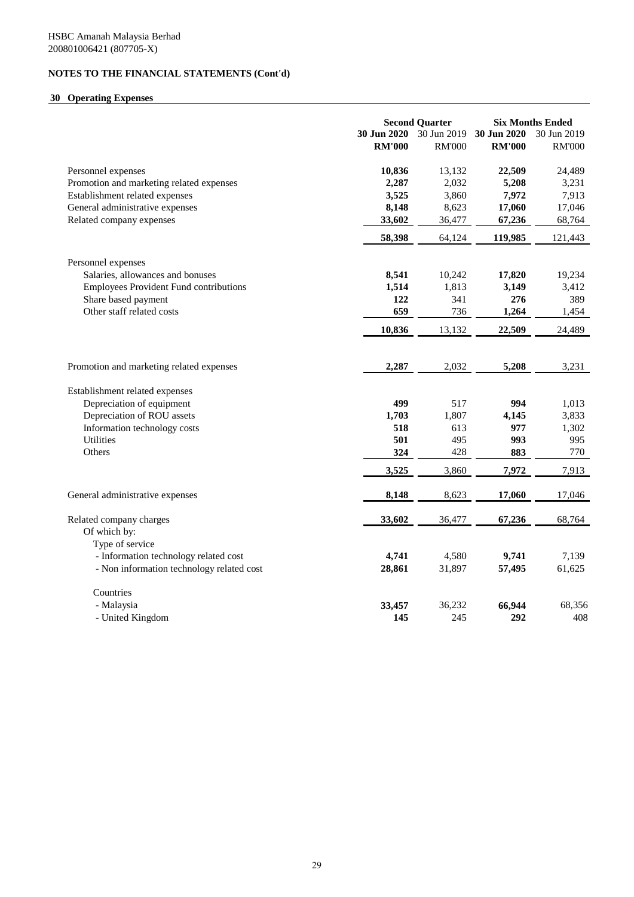HSBC Amanah Malaysia Berhad
200801006421 (807705-X)

## NOTES TO THE FINANCIAL STATEMENTS (Cont'd)

### 30 Operating Expenses

| | Second Quarter | | Six Months Ended | |
|---|---|---|---|---|
| | **30 Jun 2020** | 30 Jun 2019 | **30 Jun 2020** | 30 Jun 2019 |
| | **RM'000** | RM'000 | **RM'000** | RM'000 |
| Personnel expenses | **10,836** | 13,132 | **22,509** | 24,489 |
| Promotion and marketing related expenses | **2,287** | 2,032 | **5,208** | 3,231 |
| Establishment related expenses | **3,525** | 3,860 | **7,972** | 7,913 |
| General administrative expenses | **8,148** | 8,623 | **17,060** | 17,046 |
| Related company expenses | **33,602** | 36,477 | **67,236** | 68,764 |
| | **58,398** | 64,124 | **119,985** | 121,443 |
| Personnel expenses | | | | |
| Salaries, allowances and bonuses | **8,541** | 10,242 | **17,820** | 19,234 |
| Employees Provident Fund contributions | **1,514** | 1,813 | **3,149** | 3,412 |
| Share based payment | **122** | 341 | **276** | 389 |
| Other staff related costs | **659** | 736 | **1,264** | 1,454 |
| | **10,836** | 13,132 | **22,509** | 24,489 |
| Promotion and marketing related expenses | **2,287** | 2,032 | **5,208** | 3,231 |
| Establishment related expenses | | | | |
| Depreciation of equipment | **499** | 517 | **994** | 1,013 |
| Depreciation of ROU assets | **1,703** | 1,807 | **4,145** | 3,833 |
| Information technology costs | **518** | 613 | **977** | 1,302 |
| Utilities | **501** | 495 | **993** | 995 |
| Others | **324** | 428 | **883** | 770 |
| | **3,525** | 3,860 | **7,972** | 7,913 |
| General administrative expenses | **8,148** | 8,623 | **17,060** | 17,046 |
| Related company charges | **33,602** | 36,477 | **67,236** | 68,764 |
| Of which by: | | | | |
| Type of service | | | | |
| - Information technology related cost | **4,741** | 4,580 | **9,741** | 7,139 |
| - Non information technology related cost | **28,861** | 31,897 | **57,495** | 61,625 |
| Countries | | | | |
| - Malaysia | **33,457** | 36,232 | **66,944** | 68,356 |
| - United Kingdom | **145** | 245 | **292** | 408 |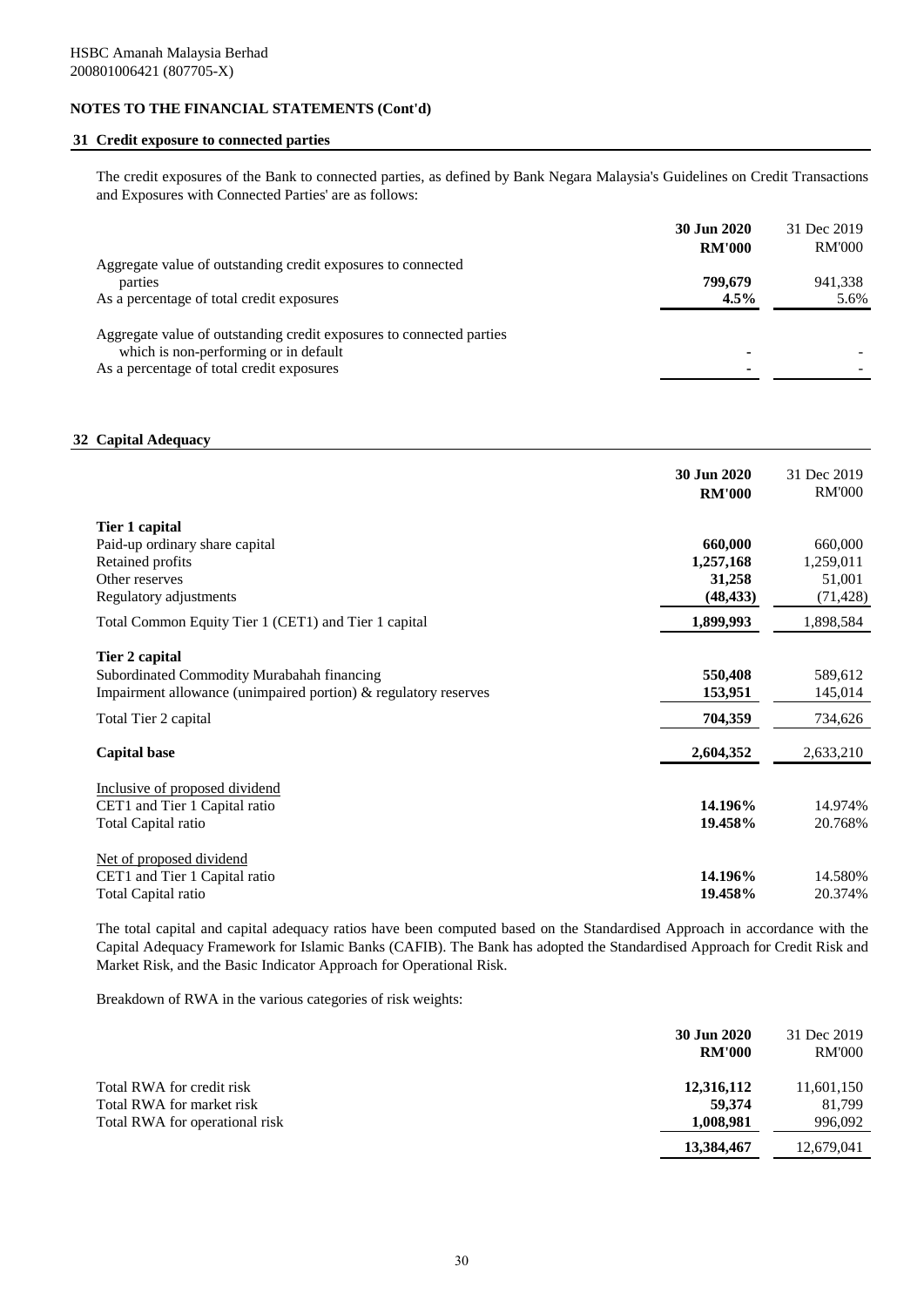HSBC Amanah Malaysia Berhad
200801006421 (807705-X)

## NOTES TO THE FINANCIAL STATEMENTS (Cont'd)

### 31 Credit exposure to connected parties

The credit exposures of the Bank to connected parties, as defined by Bank Negara Malaysia's Guidelines on Credit Transactions and Exposures with Connected Parties' are as follows:

| | **30 Jun 2020** | 31 Dec 2019 |
|---|---|---|
| | **RM'000** | RM'000 |
| Aggregate value of outstanding credit exposures to connected parties | **799,679** | 941,338 |
| As a percentage of total credit exposures | **4.5%** | 5.6% |
| Aggregate value of outstanding credit exposures to connected parties which is non-performing or in default | **-** | - |
| As a percentage of total credit exposures | **-** | - |

### 32 Capital Adequacy

| | **30 Jun 2020** | 31 Dec 2019 |
|---|---|---|
| | **RM'000** | RM'000 |
| **Tier 1 capital** | | |
| Paid-up ordinary share capital | **660,000** | 660,000 |
| Retained profits | **1,257,168** | 1,259,011 |
| Other reserves | **31,258** | 51,001 |
| Regulatory adjustments | **(48,433)** | (71,428) |
| Total Common Equity Tier 1 (CET1) and Tier 1 capital | **1,899,993** | 1,898,584 |
| **Tier 2 capital** | | |
| Subordinated Commodity Murabahah financing | **550,408** | 589,612 |
| Impairment allowance (unimpaired portion) & regulatory reserves | **153,951** | 145,014 |
| Total Tier 2 capital | **704,359** | 734,626 |
| **Capital base** | **2,604,352** | 2,633,210 |
| Inclusive of proposed dividend | | |
| CET1 and Tier 1 Capital ratio | **14.196%** | 14.974% |
| Total Capital ratio | **19.458%** | 20.768% |
| Net of proposed dividend | | |
| CET1 and Tier 1 Capital ratio | **14.196%** | 14.580% |
| Total Capital ratio | **19.458%** | 20.374% |

The total capital and capital adequacy ratios have been computed based on the Standardised Approach in accordance with the Capital Adequacy Framework for Islamic Banks (CAFIB). The Bank has adopted the Standardised Approach for Credit Risk and Market Risk, and the Basic Indicator Approach for Operational Risk.

Breakdown of RWA in the various categories of risk weights:

| | **30 Jun 2020** | 31 Dec 2019 |
|---|---|---|
| | **RM'000** | RM'000 |
| Total RWA for credit risk | **12,316,112** | 11,601,150 |
| Total RWA for market risk | **59,374** | 81,799 |
| Total RWA for operational risk | **1,008,981** | 996,092 |
| | **13,384,467** | 12,679,041 |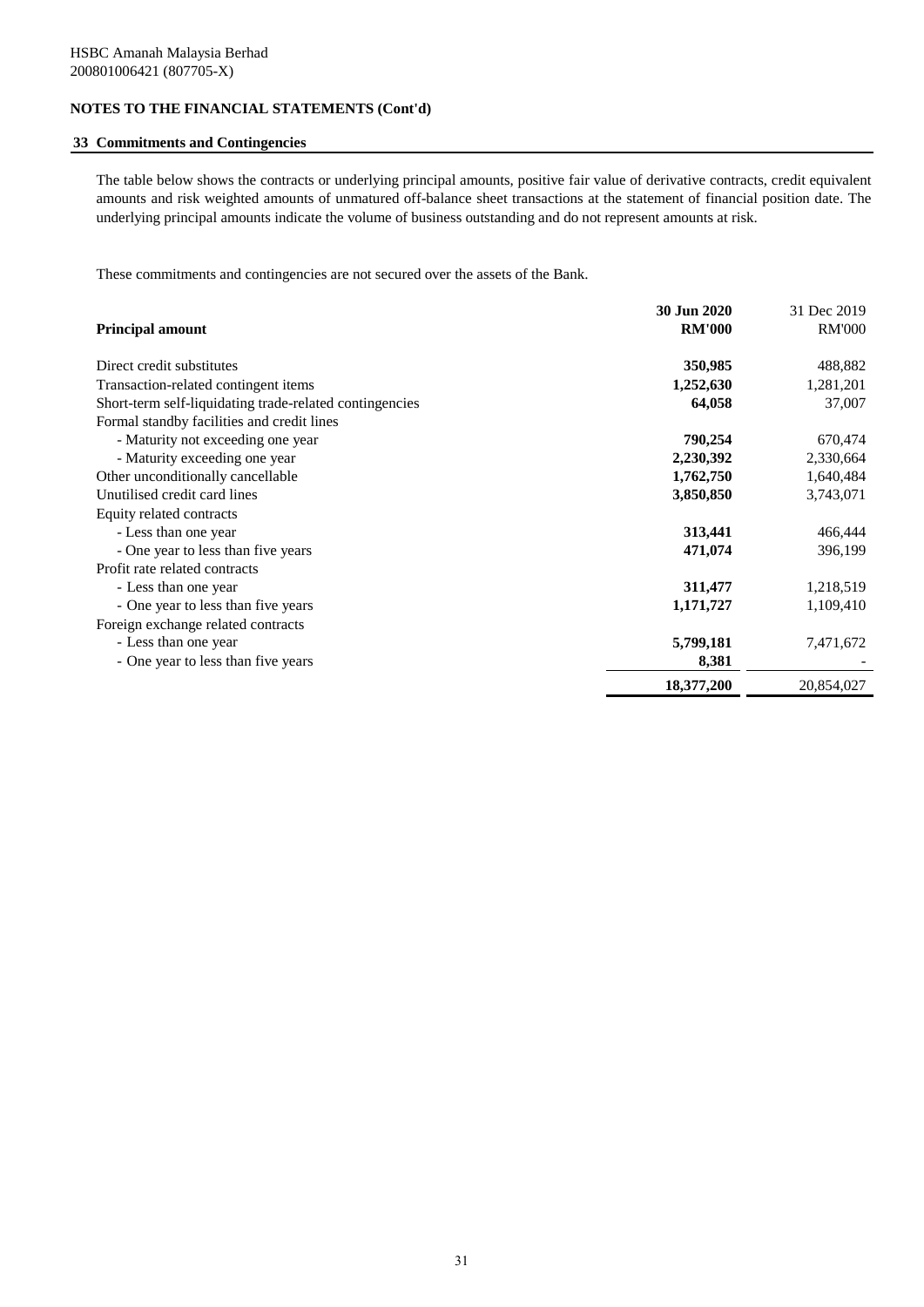HSBC Amanah Malaysia Berhad
200801006421 (807705-X)

**NOTES TO THE FINANCIAL STATEMENTS (Cont'd)**

## 33 Commitments and Contingencies

The table below shows the contracts or underlying principal amounts, positive fair value of derivative contracts, credit equivalent amounts and risk weighted amounts of unmatured off-balance sheet transactions at the statement of financial position date. The underlying principal amounts indicate the volume of business outstanding and do not represent amounts at risk.

These commitments and contingencies are not secured over the assets of the Bank.

| Principal amount | 30 Jun 2020 RM'000 | 31 Dec 2019 RM'000 |
|---|---|---|
| Direct credit substitutes | **350,985** | 488,882 |
| Transaction-related contingent items | **1,252,630** | 1,281,201 |
| Short-term self-liquidating trade-related contingencies | **64,058** | 37,007 |
| Formal standby facilities and credit lines | | |
| - Maturity not exceeding one year | **790,254** | 670,474 |
| - Maturity exceeding one year | **2,230,392** | 2,330,664 |
| Other unconditionally cancellable | **1,762,750** | 1,640,484 |
| Unutilised credit card lines | **3,850,850** | 3,743,071 |
| Equity related contracts | | |
| - Less than one year | **313,441** | 466,444 |
| - One year to less than five years | **471,074** | 396,199 |
| Profit rate related contracts | | |
| - Less than one year | **311,477** | 1,218,519 |
| - One year to less than five years | **1,171,727** | 1,109,410 |
| Foreign exchange related contracts | | |
| - Less than one year | **5,799,181** | 7,471,672 |
| - One year to less than five years | **8,381** | - |
| | **18,377,200** | 20,854,027 |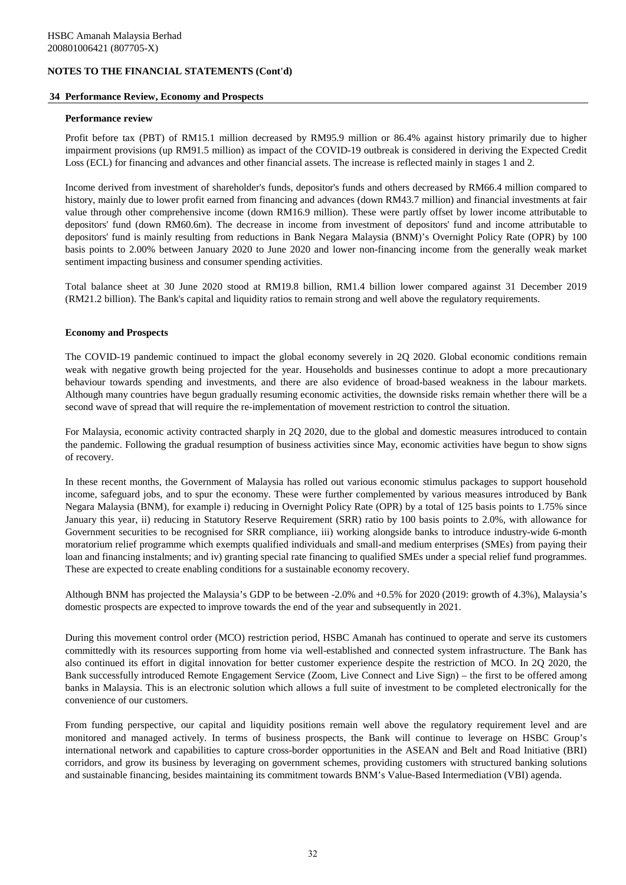HSBC Amanah Malaysia Berhad
200801006421 (807705-X)

**NOTES TO THE FINANCIAL STATEMENTS (Cont'd)**

## 34 Performance Review, Economy and Prospects

### Performance review

Profit before tax (PBT) of RM15.1 million decreased by RM95.9 million or 86.4% against history primarily due to higher impairment provisions (up RM91.5 million) as impact of the COVID-19 outbreak is considered in deriving the Expected Credit Loss (ECL) for financing and advances and other financial assets. The increase is reflected mainly in stages 1 and 2.

Income derived from investment of shareholder's funds, depositor's funds and others decreased by RM66.4 million compared to history, mainly due to lower profit earned from financing and advances (down RM43.7 million) and financial investments at fair value through other comprehensive income (down RM16.9 million). These were partly offset by lower income attributable to depositors' fund (down RM60.6m). The decrease in income from investment of depositors' fund and income attributable to depositors' fund is mainly resulting from reductions in Bank Negara Malaysia (BNM)'s Overnight Policy Rate (OPR) by 100 basis points to 2.00% between January 2020 to June 2020 and lower non-financing income from the generally weak market sentiment impacting business and consumer spending activities.

Total balance sheet at 30 June 2020 stood at RM19.8 billion, RM1.4 billion lower compared against 31 December 2019 (RM21.2 billion). The Bank's capital and liquidity ratios to remain strong and well above the regulatory requirements.

### Economy and Prospects

The COVID-19 pandemic continued to impact the global economy severely in 2Q 2020. Global economic conditions remain weak with negative growth being projected for the year. Households and businesses continue to adopt a more precautionary behaviour towards spending and investments, and there are also evidence of broad-based weakness in the labour markets. Although many countries have begun gradually resuming economic activities, the downside risks remain whether there will be a second wave of spread that will require the re-implementation of movement restriction to control the situation.

For Malaysia, economic activity contracted sharply in 2Q 2020, due to the global and domestic measures introduced to contain the pandemic. Following the gradual resumption of business activities since May, economic activities have begun to show signs of recovery.

In these recent months, the Government of Malaysia has rolled out various economic stimulus packages to support household income, safeguard jobs, and to spur the economy. These were further complemented by various measures introduced by Bank Negara Malaysia (BNM), for example i) reducing in Overnight Policy Rate (OPR) by a total of 125 basis points to 1.75% since January this year, ii) reducing in Statutory Reserve Requirement (SRR) ratio by 100 basis points to 2.0%, with allowance for Government securities to be recognised for SRR compliance, iii) working alongside banks to introduce industry-wide 6-month moratorium relief programme which exempts qualified individuals and small-and medium enterprises (SMEs) from paying their loan and financing instalments; and iv) granting special rate financing to qualified SMEs under a special relief fund programmes. These are expected to create enabling conditions for a sustainable economy recovery.

Although BNM has projected the Malaysia's GDP to be between -2.0% and +0.5% for 2020 (2019: growth of 4.3%), Malaysia's domestic prospects are expected to improve towards the end of the year and subsequently in 2021.

During this movement control order (MCO) restriction period, HSBC Amanah has continued to operate and serve its customers committedly with its resources supporting from home via well-established and connected system infrastructure. The Bank has also continued its effort in digital innovation for better customer experience despite the restriction of MCO. In 2Q 2020, the Bank successfully introduced Remote Engagement Service (Zoom, Live Connect and Live Sign) – the first to be offered among banks in Malaysia. This is an electronic solution which allows a full suite of investment to be completed electronically for the convenience of our customers.

From funding perspective, our capital and liquidity positions remain well above the regulatory requirement level and are monitored and managed actively. In terms of business prospects, the Bank will continue to leverage on HSBC Group's international network and capabilities to capture cross-border opportunities in the ASEAN and Belt and Road Initiative (BRI) corridors, and grow its business by leveraging on government schemes, providing customers with structured banking solutions and sustainable financing, besides maintaining its commitment towards BNM's Value-Based Intermediation (VBI) agenda.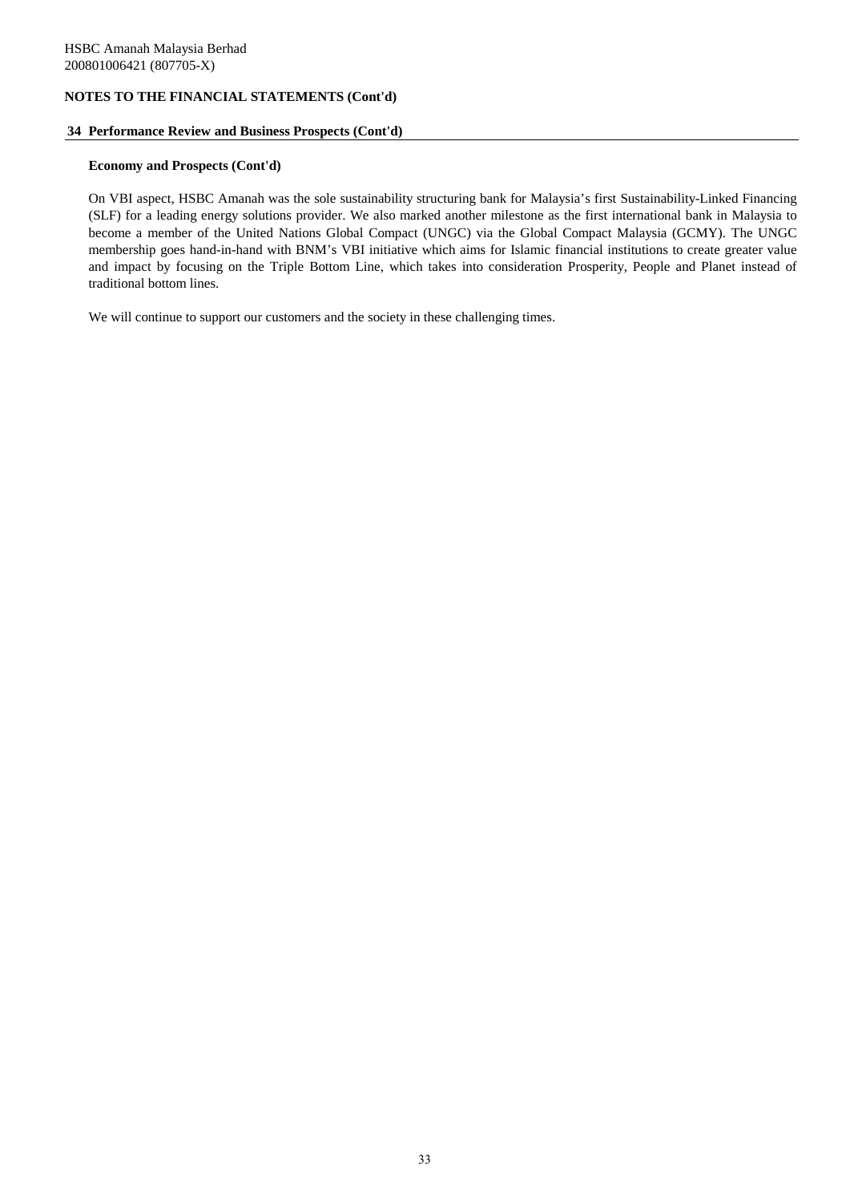HSBC Amanah Malaysia Berhad
200801006421 (807705-X)

## NOTES TO THE FINANCIAL STATEMENTS (Cont'd)

### 34 Performance Review and Business Prospects (Cont'd)

**Economy and Prospects (Cont'd)**

On VBI aspect, HSBC Amanah was the sole sustainability structuring bank for Malaysia's first Sustainability-Linked Financing (SLF) for a leading energy solutions provider. We also marked another milestone as the first international bank in Malaysia to become a member of the United Nations Global Compact (UNGC) via the Global Compact Malaysia (GCMY). The UNGC membership goes hand-in-hand with BNM's VBI initiative which aims for Islamic financial institutions to create greater value and impact by focusing on the Triple Bottom Line, which takes into consideration Prosperity, People and Planet instead of traditional bottom lines.

We will continue to support our customers and the society in these challenging times.